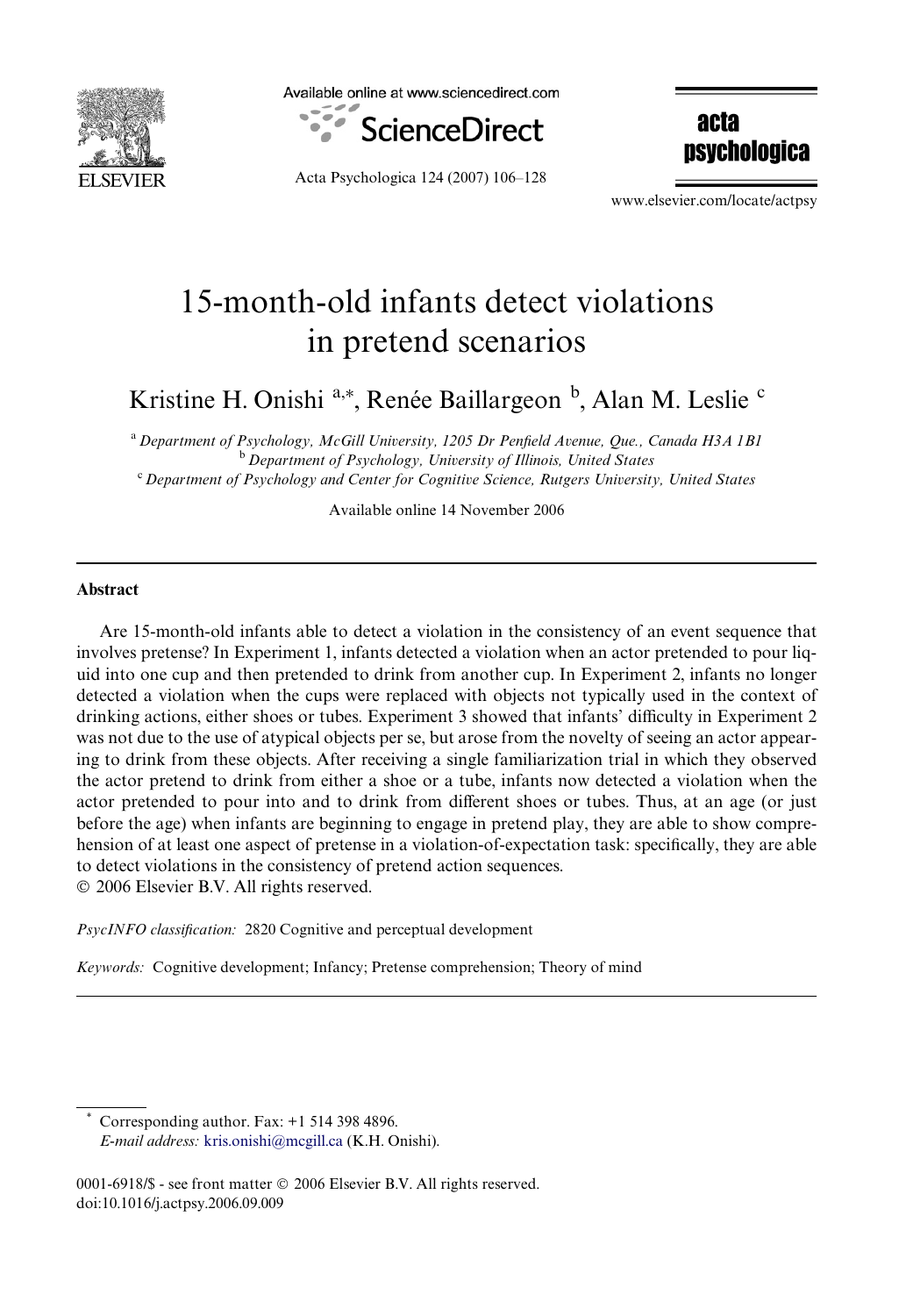# 15-month-old infants detect violations in pretend scenarios

Kristine H. Onishi [a,*], Renée Baillargeon [b], Alan M. Leslie [c]

[a] *Department of Psychology, McGill University, 1205 Dr Penfield Avenue, Que., Canada H3A 1B1*
[b] *Department of Psychology, University of Illinois, United States*
[c] *Department of Psychology and Center for Cognitive Science, Rutgers University, United States*

Available online 14 November 2006

## Abstract

Are 15-month-old infants able to detect a violation in the consistency of an event sequence that involves pretense? In Experiment 1, infants detected a violation when an actor pretended to pour liquid into one cup and then pretended to drink from another cup. In Experiment 2, infants no longer detected a violation when the cups were replaced with objects not typically used in the context of drinking actions, either shoes or tubes. Experiment 3 showed that infants' difficulty in Experiment 2 was not due to the use of atypical objects per se, but arose from the novelty of seeing an actor appearing to drink from these objects. After receiving a single familiarization trial in which they observed the actor pretend to drink from either a shoe or a tube, infants now detected a violation when the actor pretended to pour into and to drink from different shoes or tubes. Thus, at an age (or just before the age) when infants are beginning to engage in pretend play, they are able to show comprehension of at least one aspect of pretense in a violation-of-expectation task: specifically, they are able to detect violations in the consistency of pretend action sequences.
© 2006 Elsevier B.V. All rights reserved.

*PsycINFO classification:* 2820 Cognitive and perceptual development

*Keywords:* Cognitive development; Infancy; Pretense comprehension; Theory of mind

---

\* Corresponding author. Fax: +1 514 398 4896.
*E-mail address:* kris.onishi@mcgill.ca (K.H. Onishi).

0001-6918/$ - see front matter © 2006 Elsevier B.V. All rights reserved.
doi:10.1016/j.actpsy.2006.09.009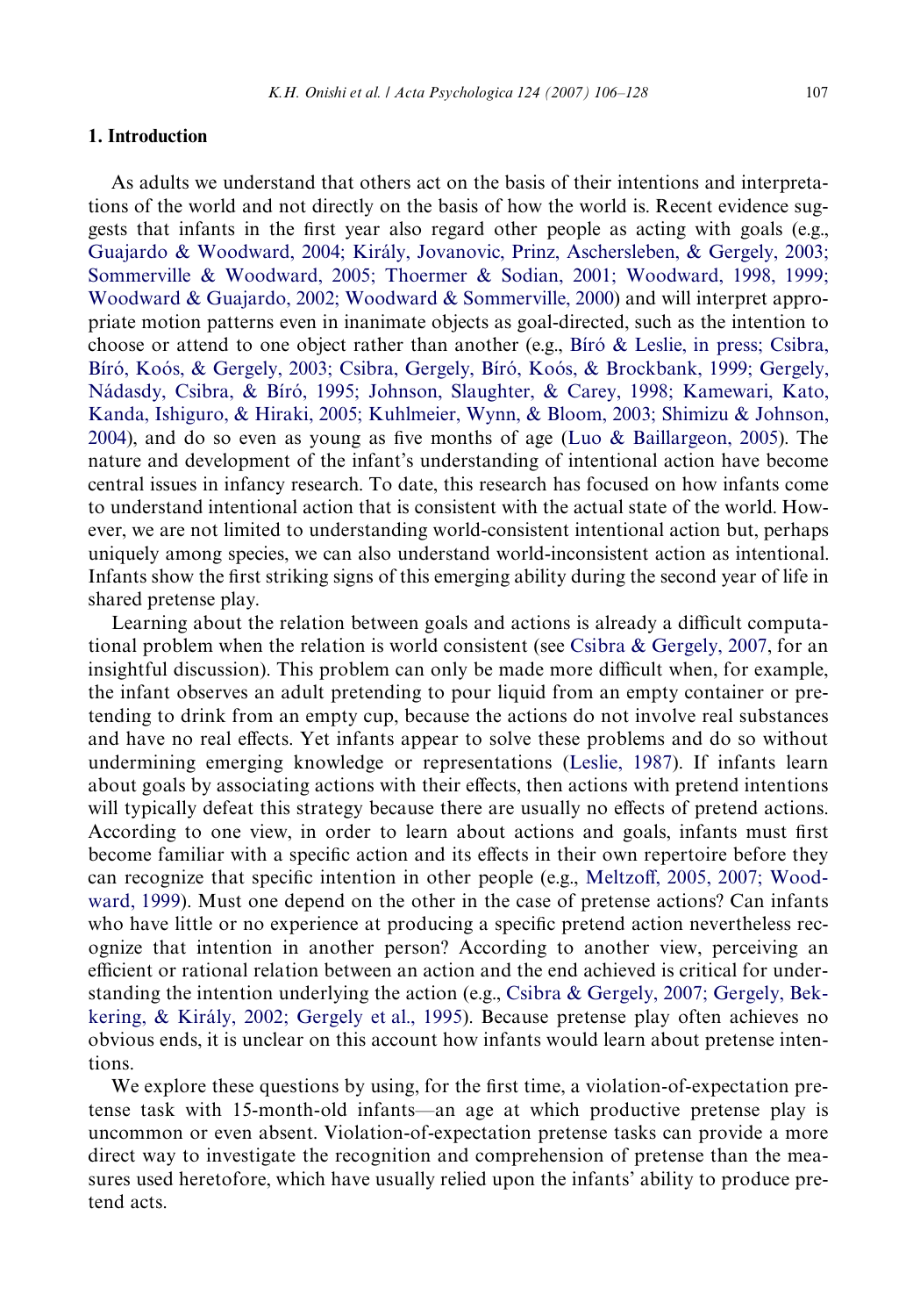## 1. Introduction

As adults we understand that others act on the basis of their intentions and interpretations of the world and not directly on the basis of how the world is. Recent evidence suggests that infants in the first year also regard other people as acting with goals (e.g., Guajardo & Woodward, 2004; Király, Jovanovic, Prinz, Aschersleben, & Gergely, 2003; Sommerville & Woodward, 2005; Thoermer & Sodian, 2001; Woodward, 1998, 1999; Woodward & Guajardo, 2002; Woodward & Sommerville, 2000) and will interpret appropriate motion patterns even in inanimate objects as goal-directed, such as the intention to choose or attend to one object rather than another (e.g., Bíró & Leslie, in press; Csibra, Bíró, Koós, & Gergely, 2003; Csibra, Gergely, Bíró, Koós, & Brockbank, 1999; Gergely, Nádasdy, Csibra, & Bíró, 1995; Johnson, Slaughter, & Carey, 1998; Kamewari, Kato, Kanda, Ishiguro, & Hiraki, 2005; Kuhlmeier, Wynn, & Bloom, 2003; Shimizu & Johnson, 2004), and do so even as young as five months of age (Luo & Baillargeon, 2005). The nature and development of the infant's understanding of intentional action have become central issues in infancy research. To date, this research has focused on how infants come to understand intentional action that is consistent with the actual state of the world. However, we are not limited to understanding world-consistent intentional action but, perhaps uniquely among species, we can also understand world-inconsistent action as intentional. Infants show the first striking signs of this emerging ability during the second year of life in shared pretense play.

Learning about the relation between goals and actions is already a difficult computational problem when the relation is world consistent (see Csibra & Gergely, 2007, for an insightful discussion). This problem can only be made more difficult when, for example, the infant observes an adult pretending to pour liquid from an empty container or pretending to drink from an empty cup, because the actions do not involve real substances and have no real effects. Yet infants appear to solve these problems and do so without undermining emerging knowledge or representations (Leslie, 1987). If infants learn about goals by associating actions with their effects, then actions with pretend intentions will typically defeat this strategy because there are usually no effects of pretend actions. According to one view, in order to learn about actions and goals, infants must first become familiar with a specific action and its effects in their own repertoire before they can recognize that specific intention in other people (e.g., Meltzoff, 2005, 2007; Woodward, 1999). Must one depend on the other in the case of pretense actions? Can infants who have little or no experience at producing a specific pretend action nevertheless recognize that intention in another person? According to another view, perceiving an efficient or rational relation between an action and the end achieved is critical for understanding the intention underlying the action (e.g., Csibra & Gergely, 2007; Gergely, Bekkering, & Király, 2002; Gergely et al., 1995). Because pretense play often achieves no obvious ends, it is unclear on this account how infants would learn about pretense intentions.

We explore these questions by using, for the first time, a violation-of-expectation pretense task with 15-month-old infants—an age at which productive pretense play is uncommon or even absent. Violation-of-expectation pretense tasks can provide a more direct way to investigate the recognition and comprehension of pretense than the measures used heretofore, which have usually relied upon the infants' ability to produce pretend acts.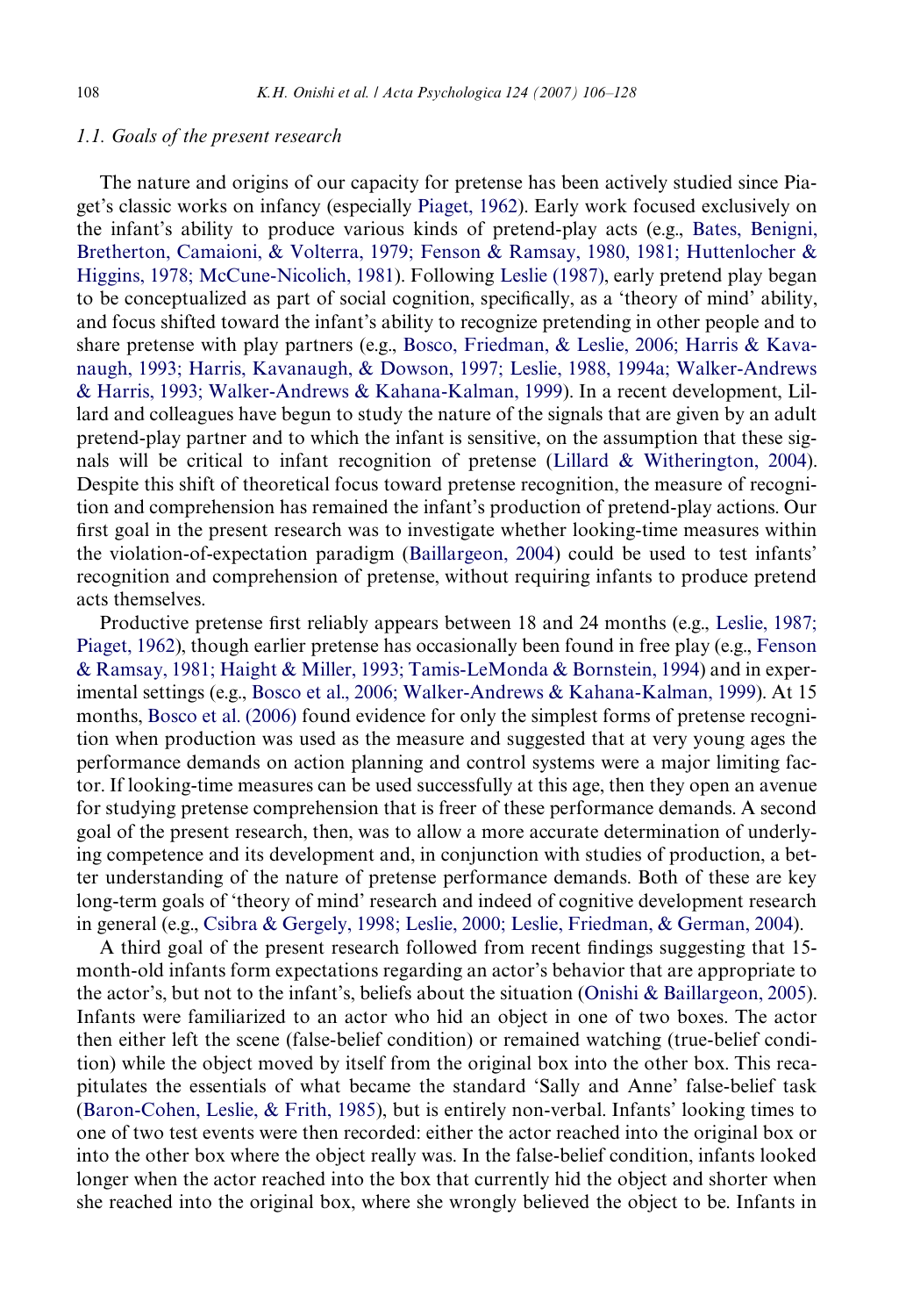### 1.1. Goals of the present research

The nature and origins of our capacity for pretense has been actively studied since Piaget's classic works on infancy (especially Piaget, 1962). Early work focused exclusively on the infant's ability to produce various kinds of pretend-play acts (e.g., Bates, Benigni, Bretherton, Camaioni, & Volterra, 1979; Fenson & Ramsay, 1980, 1981; Huttenlocher & Higgins, 1978; McCune-Nicolich, 1981). Following Leslie (1987), early pretend play began to be conceptualized as part of social cognition, specifically, as a 'theory of mind' ability, and focus shifted toward the infant's ability to recognize pretending in other people and to share pretense with play partners (e.g., Bosco, Friedman, & Leslie, 2006; Harris & Kavanaugh, 1993; Harris, Kavanaugh, & Dowson, 1997; Leslie, 1988, 1994a; Walker-Andrews & Harris, 1993; Walker-Andrews & Kahana-Kalman, 1999). In a recent development, Lillard and colleagues have begun to study the nature of the signals that are given by an adult pretend-play partner and to which the infant is sensitive, on the assumption that these signals will be critical to infant recognition of pretense (Lillard & Witherington, 2004). Despite this shift of theoretical focus toward pretense recognition, the measure of recognition and comprehension has remained the infant's production of pretend-play actions. Our first goal in the present research was to investigate whether looking-time measures within the violation-of-expectation paradigm (Baillargeon, 2004) could be used to test infants' recognition and comprehension of pretense, without requiring infants to produce pretend acts themselves.

Productive pretense first reliably appears between 18 and 24 months (e.g., Leslie, 1987; Piaget, 1962), though earlier pretense has occasionally been found in free play (e.g., Fenson & Ramsay, 1981; Haight & Miller, 1993; Tamis-LeMonda & Bornstein, 1994) and in experimental settings (e.g., Bosco et al., 2006; Walker-Andrews & Kahana-Kalman, 1999). At 15 months, Bosco et al. (2006) found evidence for only the simplest forms of pretense recognition when production was used as the measure and suggested that at very young ages the performance demands on action planning and control systems were a major limiting factor. If looking-time measures can be used successfully at this age, then they open an avenue for studying pretense comprehension that is freer of these performance demands. A second goal of the present research, then, was to allow a more accurate determination of underlying competence and its development and, in conjunction with studies of production, a better understanding of the nature of pretense performance demands. Both of these are key long-term goals of 'theory of mind' research and indeed of cognitive development research in general (e.g., Csibra & Gergely, 1998; Leslie, 2000; Leslie, Friedman, & German, 2004).

A third goal of the present research followed from recent findings suggesting that 15-month-old infants form expectations regarding an actor's behavior that are appropriate to the actor's, but not to the infant's, beliefs about the situation (Onishi & Baillargeon, 2005). Infants were familiarized to an actor who hid an object in one of two boxes. The actor then either left the scene (false-belief condition) or remained watching (true-belief condition) while the object moved by itself from the original box into the other box. This recapitulates the essentials of what became the standard 'Sally and Anne' false-belief task (Baron-Cohen, Leslie, & Frith, 1985), but is entirely non-verbal. Infants' looking times to one of two test events were then recorded: either the actor reached into the original box or into the other box where the object really was. In the false-belief condition, infants looked longer when the actor reached into the box that currently hid the object and shorter when she reached into the original box, where she wrongly believed the object to be. Infants in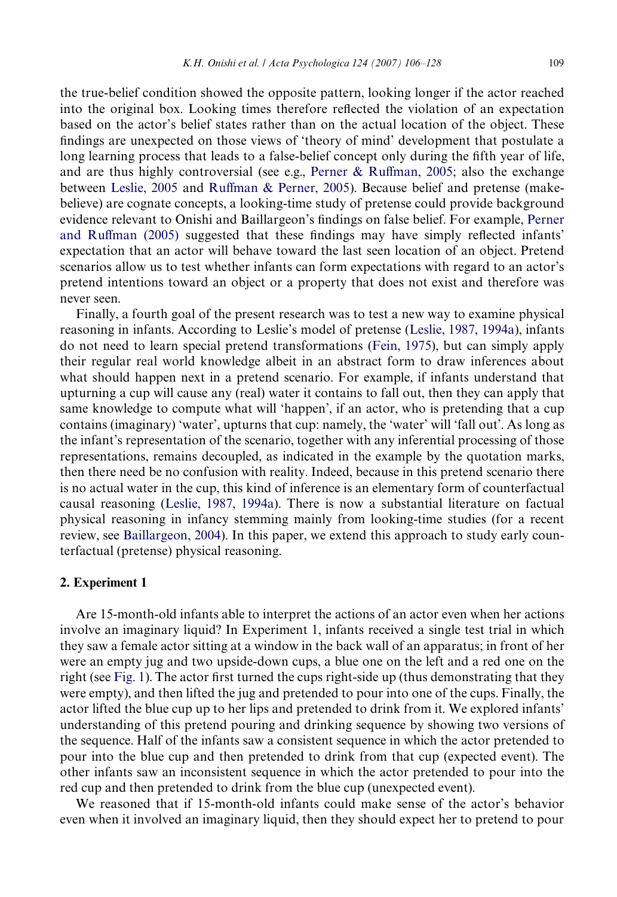the true-belief condition showed the opposite pattern, looking longer if the actor reached into the original box. Looking times therefore reflected the violation of an expectation based on the actor's belief states rather than on the actual location of the object. These findings are unexpected on those views of 'theory of mind' development that postulate a long learning process that leads to a false-belief concept only during the fifth year of life, and are thus highly controversial (see e.g., Perner & Ruffman, 2005; also the exchange between Leslie, 2005 and Ruffman & Perner, 2005). Because belief and pretense (make-believe) are cognate concepts, a looking-time study of pretense could provide background evidence relevant to Onishi and Baillargeon's findings on false belief. For example, Perner and Ruffman (2005) suggested that these findings may have simply reflected infants' expectation that an actor will behave toward the last seen location of an object. Pretend scenarios allow us to test whether infants can form expectations with regard to an actor's pretend intentions toward an object or a property that does not exist and therefore was never seen.

Finally, a fourth goal of the present research was to test a new way to examine physical reasoning in infants. According to Leslie's model of pretense (Leslie, 1987, 1994a), infants do not need to learn special pretend transformations (Fein, 1975), but can simply apply their regular real world knowledge albeit in an abstract form to draw inferences about what should happen next in a pretend scenario. For example, if infants understand that upturning a cup will cause any (real) water it contains to fall out, then they can apply that same knowledge to compute what will 'happen', if an actor, who is pretending that a cup contains (imaginary) 'water', upturns that cup: namely, the 'water' will 'fall out'. As long as the infant's representation of the scenario, together with any inferential processing of those representations, remains decoupled, as indicated in the example by the quotation marks, then there need be no confusion with reality. Indeed, because in this pretend scenario there is no actual water in the cup, this kind of inference is an elementary form of counterfactual causal reasoning (Leslie, 1987, 1994a). There is now a substantial literature on factual physical reasoning in infancy stemming mainly from looking-time studies (for a recent review, see Baillargeon, 2004). In this paper, we extend this approach to study early counterfactual (pretense) physical reasoning.

## 2. Experiment 1

Are 15-month-old infants able to interpret the actions of an actor even when her actions involve an imaginary liquid? In Experiment 1, infants received a single test trial in which they saw a female actor sitting at a window in the back wall of an apparatus; in front of her were an empty jug and two upside-down cups, a blue one on the left and a red one on the right (see Fig. 1). The actor first turned the cups right-side up (thus demonstrating that they were empty), and then lifted the jug and pretended to pour into one of the cups. Finally, the actor lifted the blue cup up to her lips and pretended to drink from it. We explored infants' understanding of this pretend pouring and drinking sequence by showing two versions of the sequence. Half of the infants saw a consistent sequence in which the actor pretended to pour into the blue cup and then pretended to drink from that cup (expected event). The other infants saw an inconsistent sequence in which the actor pretended to pour into the red cup and then pretended to drink from the blue cup (unexpected event).

We reasoned that if 15-month-old infants could make sense of the actor's behavior even when it involved an imaginary liquid, then they should expect her to pretend to pour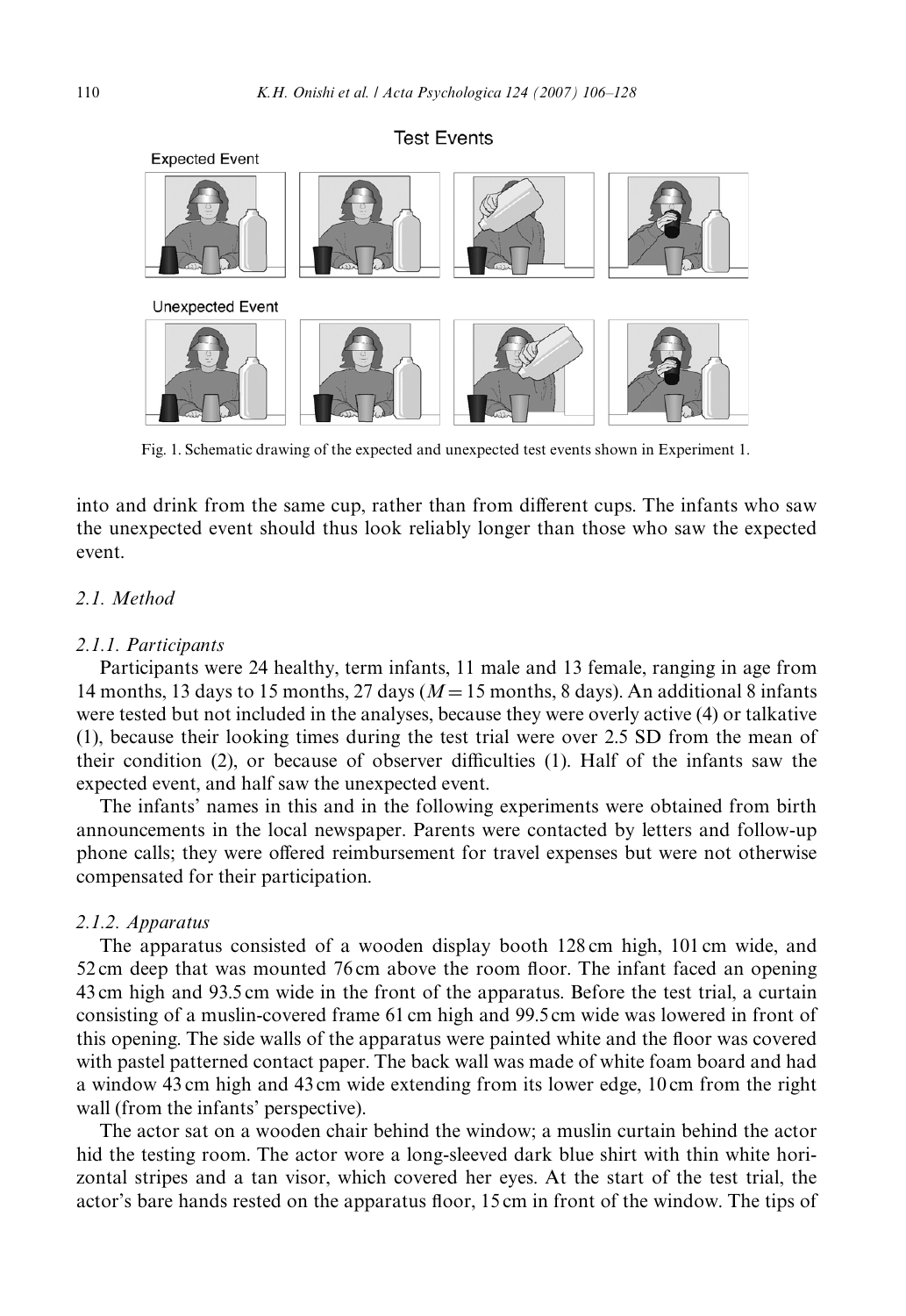Fig. 1. Schematic drawing of the expected and unexpected test events shown in Experiment 1.

into and drink from the same cup, rather than from different cups. The infants who saw the unexpected event should thus look reliably longer than those who saw the expected event.

### 2.1. Method

#### 2.1.1. Participants

Participants were 24 healthy, term infants, 11 male and 13 female, ranging in age from 14 months, 13 days to 15 months, 27 days ($M = 15$ months, 8 days). An additional 8 infants were tested but not included in the analyses, because they were overly active (4) or talkative (1), because their looking times during the test trial were over 2.5 SD from the mean of their condition (2), or because of observer difficulties (1). Half of the infants saw the expected event, and half saw the unexpected event.

The infants' names in this and in the following experiments were obtained from birth announcements in the local newspaper. Parents were contacted by letters and follow-up phone calls; they were offered reimbursement for travel expenses but were not otherwise compensated for their participation.

#### 2.1.2. Apparatus

The apparatus consisted of a wooden display booth 128 cm high, 101 cm wide, and 52 cm deep that was mounted 76 cm above the room floor. The infant faced an opening 43 cm high and 93.5 cm wide in the front of the apparatus. Before the test trial, a curtain consisting of a muslin-covered frame 61 cm high and 99.5 cm wide was lowered in front of this opening. The side walls of the apparatus were painted white and the floor was covered with pastel patterned contact paper. The back wall was made of white foam board and had a window 43 cm high and 43 cm wide extending from its lower edge, 10 cm from the right wall (from the infants' perspective).

The actor sat on a wooden chair behind the window; a muslin curtain behind the actor hid the testing room. The actor wore a long-sleeved dark blue shirt with thin white horizontal stripes and a tan visor, which covered her eyes. At the start of the test trial, the actor's bare hands rested on the apparatus floor, 15 cm in front of the window. The tips of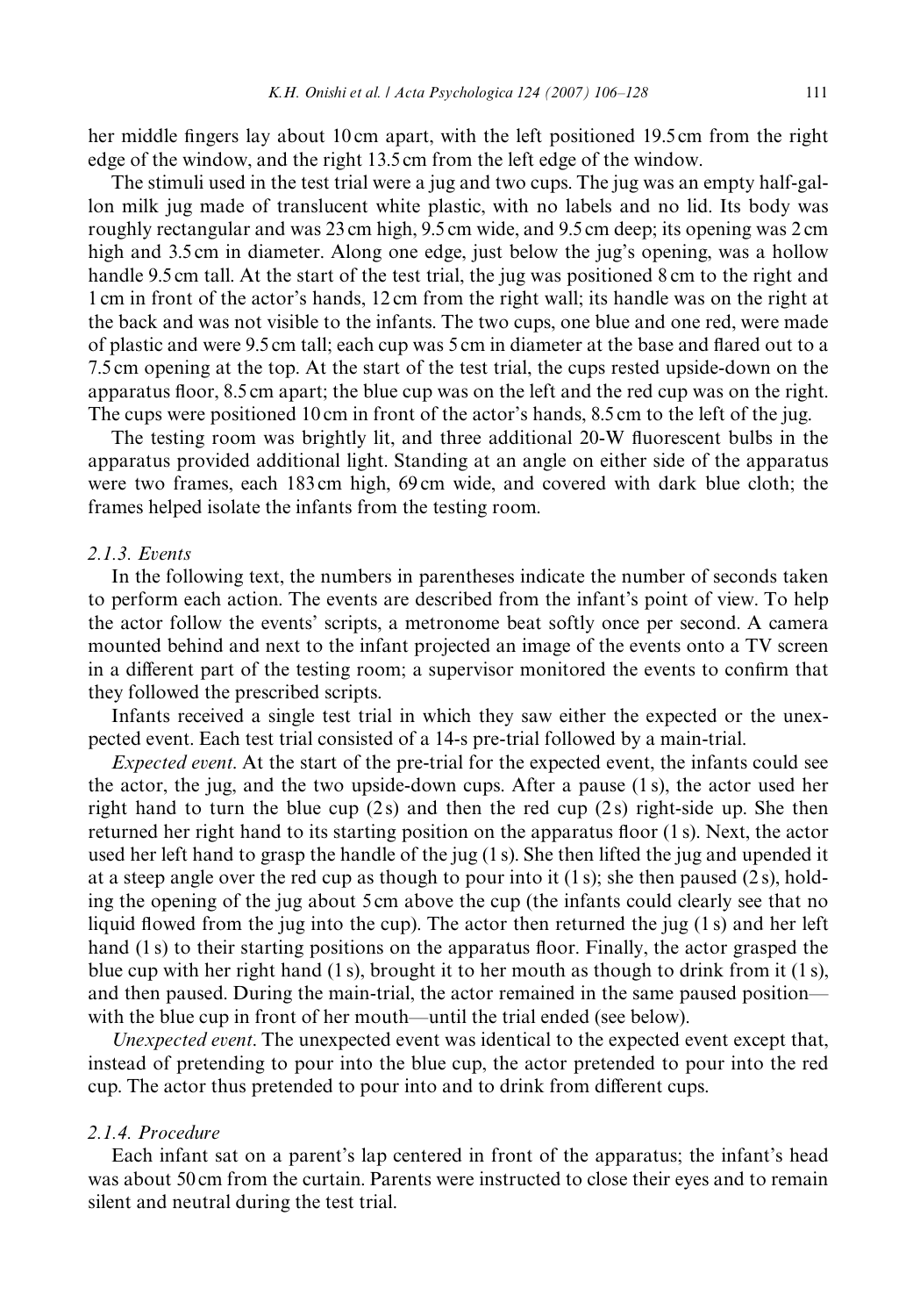her middle fingers lay about 10 cm apart, with the left positioned 19.5 cm from the right edge of the window, and the right 13.5 cm from the left edge of the window.

The stimuli used in the test trial were a jug and two cups. The jug was an empty half-gallon milk jug made of translucent white plastic, with no labels and no lid. Its body was roughly rectangular and was 23 cm high, 9.5 cm wide, and 9.5 cm deep; its opening was 2 cm high and 3.5 cm in diameter. Along one edge, just below the jug's opening, was a hollow handle 9.5 cm tall. At the start of the test trial, the jug was positioned 8 cm to the right and 1 cm in front of the actor's hands, 12 cm from the right wall; its handle was on the right at the back and was not visible to the infants. The two cups, one blue and one red, were made of plastic and were 9.5 cm tall; each cup was 5 cm in diameter at the base and flared out to a 7.5 cm opening at the top. At the start of the test trial, the cups rested upside-down on the apparatus floor, 8.5 cm apart; the blue cup was on the left and the red cup was on the right. The cups were positioned 10 cm in front of the actor's hands, 8.5 cm to the left of the jug.

The testing room was brightly lit, and three additional 20-W fluorescent bulbs in the apparatus provided additional light. Standing at an angle on either side of the apparatus were two frames, each 183 cm high, 69 cm wide, and covered with dark blue cloth; the frames helped isolate the infants from the testing room.

### 2.1.3. Events

In the following text, the numbers in parentheses indicate the number of seconds taken to perform each action. The events are described from the infant's point of view. To help the actor follow the events' scripts, a metronome beat softly once per second. A camera mounted behind and next to the infant projected an image of the events onto a TV screen in a different part of the testing room; a supervisor monitored the events to confirm that they followed the prescribed scripts.

Infants received a single test trial in which they saw either the expected or the unexpected event. Each test trial consisted of a 14-s pre-trial followed by a main-trial.

*Expected event*. At the start of the pre-trial for the expected event, the infants could see the actor, the jug, and the two upside-down cups. After a pause (1 s), the actor used her right hand to turn the blue cup (2 s) and then the red cup (2 s) right-side up. She then returned her right hand to its starting position on the apparatus floor (1 s). Next, the actor used her left hand to grasp the handle of the jug (1 s). She then lifted the jug and upended it at a steep angle over the red cup as though to pour into it (1 s); she then paused (2 s), holding the opening of the jug about 5 cm above the cup (the infants could clearly see that no liquid flowed from the jug into the cup). The actor then returned the jug (1 s) and her left hand (1 s) to their starting positions on the apparatus floor. Finally, the actor grasped the blue cup with her right hand (1 s), brought it to her mouth as though to drink from it (1 s), and then paused. During the main-trial, the actor remained in the same paused position—with the blue cup in front of her mouth—until the trial ended (see below).

*Unexpected event*. The unexpected event was identical to the expected event except that, instead of pretending to pour into the blue cup, the actor pretended to pour into the red cup. The actor thus pretended to pour into and to drink from different cups.

### 2.1.4. Procedure

Each infant sat on a parent's lap centered in front of the apparatus; the infant's head was about 50 cm from the curtain. Parents were instructed to close their eyes and to remain silent and neutral during the test trial.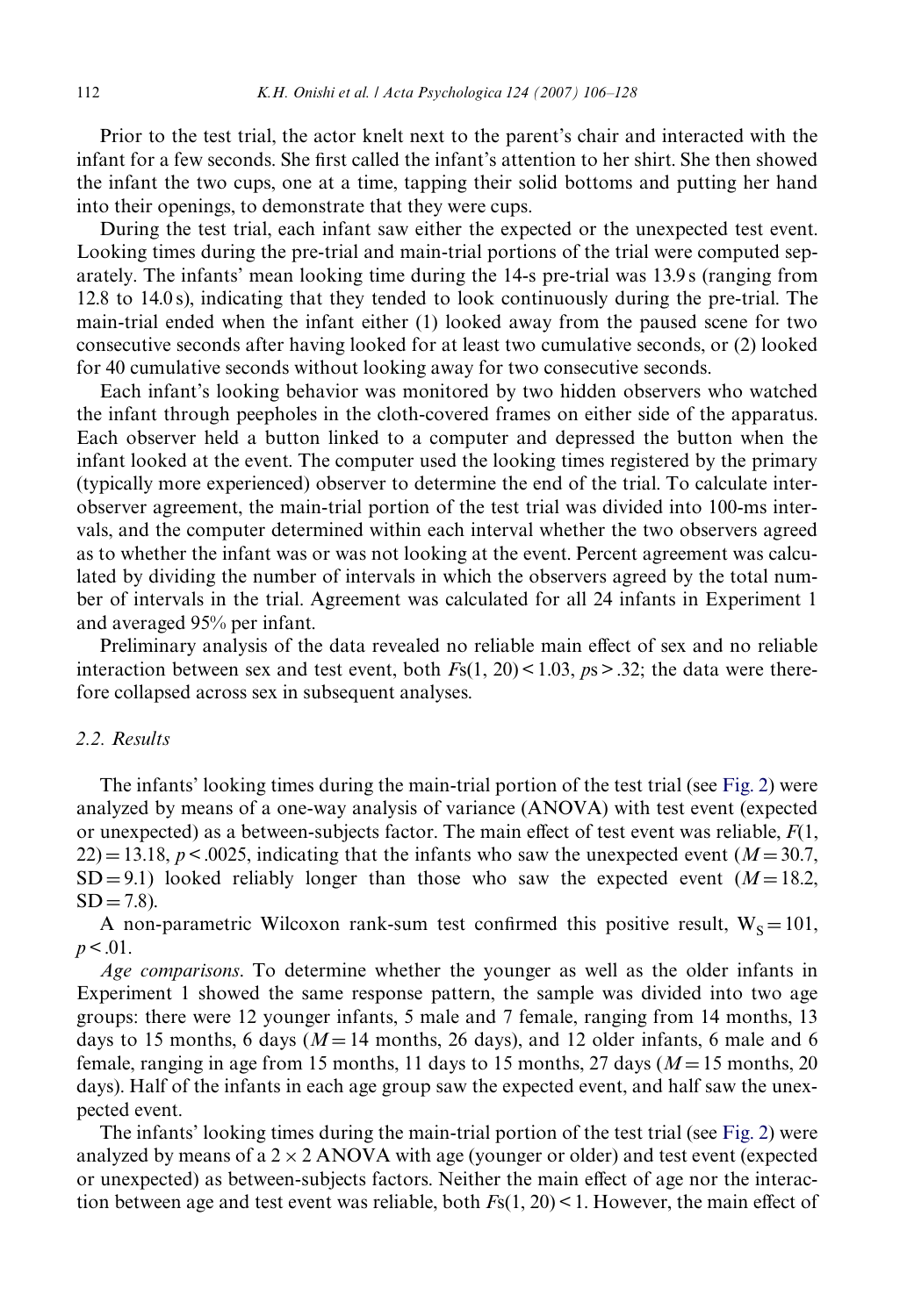Prior to the test trial, the actor knelt next to the parent's chair and interacted with the infant for a few seconds. She first called the infant's attention to her shirt. She then showed the infant the two cups, one at a time, tapping their solid bottoms and putting her hand into their openings, to demonstrate that they were cups.

During the test trial, each infant saw either the expected or the unexpected test event. Looking times during the pre-trial and main-trial portions of the trial were computed separately. The infants' mean looking time during the 14-s pre-trial was 13.9 s (ranging from 12.8 to 14.0 s), indicating that they tended to look continuously during the pre-trial. The main-trial ended when the infant either (1) looked away from the paused scene for two consecutive seconds after having looked for at least two cumulative seconds, or (2) looked for 40 cumulative seconds without looking away for two consecutive seconds.

Each infant's looking behavior was monitored by two hidden observers who watched the infant through peepholes in the cloth-covered frames on either side of the apparatus. Each observer held a button linked to a computer and depressed the button when the infant looked at the event. The computer used the looking times registered by the primary (typically more experienced) observer to determine the end of the trial. To calculate inter-observer agreement, the main-trial portion of the test trial was divided into 100-ms intervals, and the computer determined within each interval whether the two observers agreed as to whether the infant was or was not looking at the event. Percent agreement was calculated by dividing the number of intervals in which the observers agreed by the total number of intervals in the trial. Agreement was calculated for all 24 infants in Experiment 1 and averaged 95% per infant.

Preliminary analysis of the data revealed no reliable main effect of sex and no reliable interaction between sex and test event, both $Fs(1, 20) < 1.03$, $ps > .32$; the data were therefore collapsed across sex in subsequent analyses.

### 2.2. Results

The infants' looking times during the main-trial portion of the test trial (see Fig. 2) were analyzed by means of a one-way analysis of variance (ANOVA) with test event (expected or unexpected) as a between-subjects factor. The main effect of test event was reliable, $F(1, 22) = 13.18$, $p < .0025$, indicating that the infants who saw the unexpected event ($M = 30.7$, $SD = 9.1$) looked reliably longer than those who saw the expected event ($M = 18.2$, $SD = 7.8$).

A non-parametric Wilcoxon rank-sum test confirmed this positive result, $W_S = 101$, $p < .01$.

*Age comparisons*. To determine whether the younger as well as the older infants in Experiment 1 showed the same response pattern, the sample was divided into two age groups: there were 12 younger infants, 5 male and 7 female, ranging from 14 months, 13 days to 15 months, 6 days ($M = 14$ months, 26 days), and 12 older infants, 6 male and 6 female, ranging in age from 15 months, 11 days to 15 months, 27 days ($M = 15$ months, 20 days). Half of the infants in each age group saw the expected event, and half saw the unexpected event.

The infants' looking times during the main-trial portion of the test trial (see Fig. 2) were analyzed by means of a 2 × 2 ANOVA with age (younger or older) and test event (expected or unexpected) as between-subjects factors. Neither the main effect of age nor the interaction between age and test event was reliable, both $Fs(1, 20) < 1$. However, the main effect of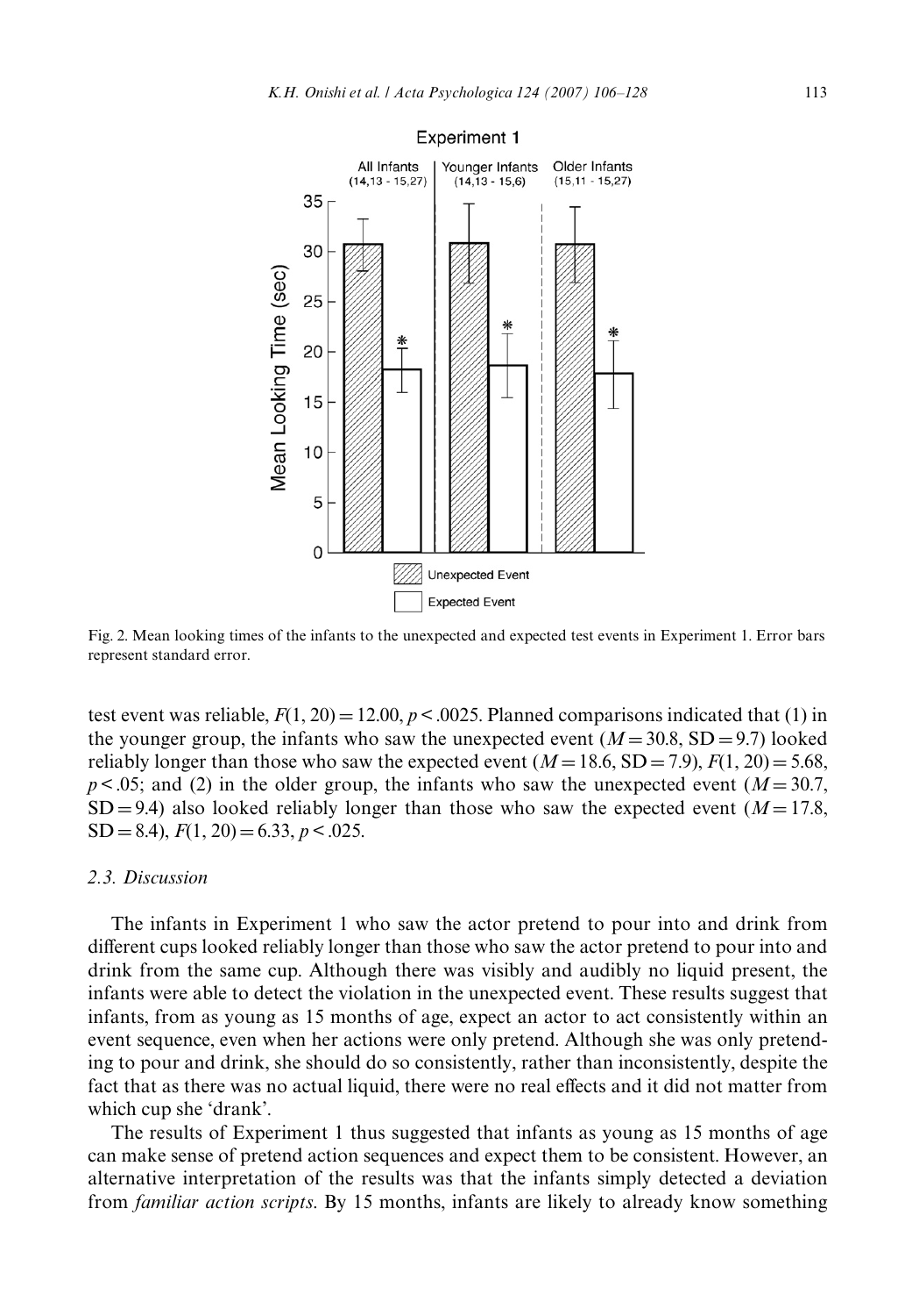Fig. 2. Mean looking times of the infants to the unexpected and expected test events in Experiment 1. Error bars represent standard error.

test event was reliable, $F(1, 20) = 12.00$, $p < .0025$. Planned comparisons indicated that (1) in the younger group, the infants who saw the unexpected event ($M = 30.8$, $SD = 9.7$) looked reliably longer than those who saw the expected event ($M = 18.6$, $SD = 7.9$), $F(1, 20) = 5.68$, $p < .05$; and (2) in the older group, the infants who saw the unexpected event ($M = 30.7$, $SD = 9.4$) also looked reliably longer than those who saw the expected event ($M = 17.8$, $SD = 8.4$), $F(1, 20) = 6.33$, $p < .025$.

### 2.3. Discussion

The infants in Experiment 1 who saw the actor pretend to pour into and drink from different cups looked reliably longer than those who saw the actor pretend to pour into and drink from the same cup. Although there was visibly and audibly no liquid present, the infants were able to detect the violation in the unexpected event. These results suggest that infants, from as young as 15 months of age, expect an actor to act consistently within an event sequence, even when her actions were only pretend. Although she was only pretending to pour and drink, she should do so consistently, rather than inconsistently, despite the fact that as there was no actual liquid, there were no real effects and it did not matter from which cup she 'drank'.

The results of Experiment 1 thus suggested that infants as young as 15 months of age can make sense of pretend action sequences and expect them to be consistent. However, an alternative interpretation of the results was that the infants simply detected a deviation from *familiar action scripts*. By 15 months, infants are likely to already know something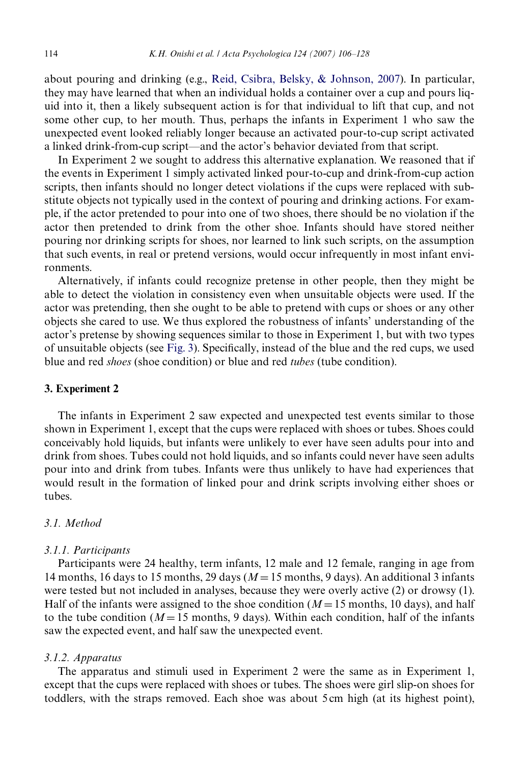about pouring and drinking (e.g., Reid, Csibra, Belsky, & Johnson, 2007). In particular, they may have learned that when an individual holds a container over a cup and pours liquid into it, then a likely subsequent action is for that individual to lift that cup, and not some other cup, to her mouth. Thus, perhaps the infants in Experiment 1 who saw the unexpected event looked reliably longer because an activated pour-to-cup script activated a linked drink-from-cup script—and the actor's behavior deviated from that script.

In Experiment 2 we sought to address this alternative explanation. We reasoned that if the events in Experiment 1 simply activated linked pour-to-cup and drink-from-cup action scripts, then infants should no longer detect violations if the cups were replaced with substitute objects not typically used in the context of pouring and drinking actions. For example, if the actor pretended to pour into one of two shoes, there should be no violation if the actor then pretended to drink from the other shoe. Infants should have stored neither pouring nor drinking scripts for shoes, nor learned to link such scripts, on the assumption that such events, in real or pretend versions, would occur infrequently in most infant environments.

Alternatively, if infants could recognize pretense in other people, then they might be able to detect the violation in consistency even when unsuitable objects were used. If the actor was pretending, then she ought to be able to pretend with cups or shoes or any other objects she cared to use. We thus explored the robustness of infants' understanding of the actor's pretense by showing sequences similar to those in Experiment 1, but with two types of unsuitable objects (see Fig. 3). Specifically, instead of the blue and the red cups, we used blue and red *shoes* (shoe condition) or blue and red *tubes* (tube condition).

## 3. Experiment 2

The infants in Experiment 2 saw expected and unexpected test events similar to those shown in Experiment 1, except that the cups were replaced with shoes or tubes. Shoes could conceivably hold liquids, but infants were unlikely to ever have seen adults pour into and drink from shoes. Tubes could not hold liquids, and so infants could never have seen adults pour into and drink from tubes. Infants were thus unlikely to have had experiences that would result in the formation of linked pour and drink scripts involving either shoes or tubes.

### 3.1. Method

#### 3.1.1. Participants

Participants were 24 healthy, term infants, 12 male and 12 female, ranging in age from 14 months, 16 days to 15 months, 29 days ($M = 15$ months, 9 days). An additional 3 infants were tested but not included in analyses, because they were overly active (2) or drowsy (1). Half of the infants were assigned to the shoe condition ($M = 15$ months, 10 days), and half to the tube condition ($M = 15$ months, 9 days). Within each condition, half of the infants saw the expected event, and half saw the unexpected event.

#### 3.1.2. Apparatus

The apparatus and stimuli used in Experiment 2 were the same as in Experiment 1, except that the cups were replaced with shoes or tubes. The shoes were girl slip-on shoes for toddlers, with the straps removed. Each shoe was about 5 cm high (at its highest point),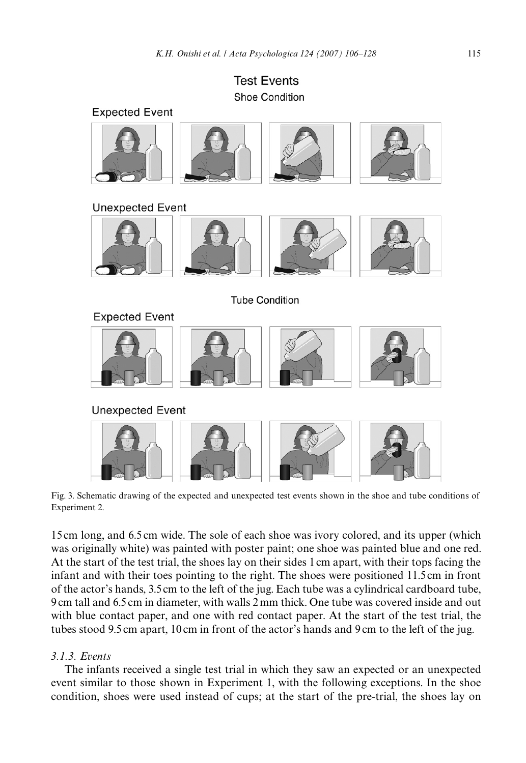Test Events

Shoe Condition

Expected Event

Unexpected Event

Tube Condition

Expected Event

Unexpected Event

Fig. 3. Schematic drawing of the expected and unexpected test events shown in the shoe and tube conditions of Experiment 2.

15 cm long, and 6.5 cm wide. The sole of each shoe was ivory colored, and its upper (which was originally white) was painted with poster paint; one shoe was painted blue and one red. At the start of the test trial, the shoes lay on their sides 1 cm apart, with their tops facing the infant and with their toes pointing to the right. The shoes were positioned 11.5 cm in front of the actor's hands, 3.5 cm to the left of the jug. Each tube was a cylindrical cardboard tube, 9 cm tall and 6.5 cm in diameter, with walls 2 mm thick. One tube was covered inside and out with blue contact paper, and one with red contact paper. At the start of the test trial, the tubes stood 9.5 cm apart, 10 cm in front of the actor's hands and 9 cm to the left of the jug.

### 3.1.3. Events

The infants received a single test trial in which they saw an expected or an unexpected event similar to those shown in Experiment 1, with the following exceptions. In the shoe condition, shoes were used instead of cups; at the start of the pre-trial, the shoes lay on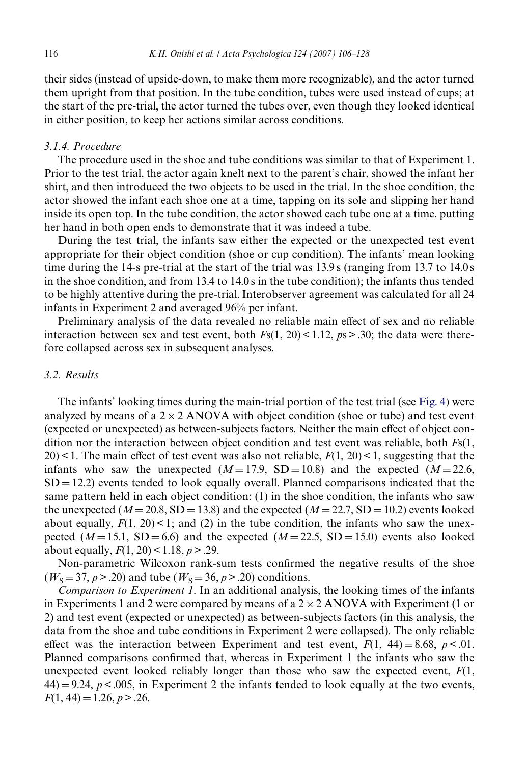their sides (instead of upside-down, to make them more recognizable), and the actor turned them upright from that position. In the tube condition, tubes were used instead of cups; at the start of the pre-trial, the actor turned the tubes over, even though they looked identical in either position, to keep her actions similar across conditions.

### 3.1.4. Procedure

The procedure used in the shoe and tube conditions was similar to that of Experiment 1. Prior to the test trial, the actor again knelt next to the parent's chair, showed the infant her shirt, and then introduced the two objects to be used in the trial. In the shoe condition, the actor showed the infant each shoe one at a time, tapping on its sole and slipping her hand inside its open top. In the tube condition, the actor showed each tube one at a time, putting her hand in both open ends to demonstrate that it was indeed a tube.

During the test trial, the infants saw either the expected or the unexpected test event appropriate for their object condition (shoe or cup condition). The infants' mean looking time during the 14-s pre-trial at the start of the trial was 13.9 s (ranging from 13.7 to 14.0 s in the shoe condition, and from 13.4 to 14.0 s in the tube condition); the infants thus tended to be highly attentive during the pre-trial. Interobserver agreement was calculated for all 24 infants in Experiment 2 and averaged 96% per infant.

Preliminary analysis of the data revealed no reliable main effect of sex and no reliable interaction between sex and test event, both $F\text{s}(1, 20) < 1.12$, $p\text{s} > .30$; the data were therefore collapsed across sex in subsequent analyses.

## 3.2. Results

The infants' looking times during the main-trial portion of the test trial (see Fig. 4) were analyzed by means of a $2 \times 2$ ANOVA with object condition (shoe or tube) and test event (expected or unexpected) as between-subjects factors. Neither the main effect of object condition nor the interaction between object condition and test event was reliable, both $F\text{s}(1, 20) < 1$. The main effect of test event was also not reliable, $F(1, 20) < 1$, suggesting that the infants who saw the unexpected ($M = 17.9$, $SD = 10.8$) and the expected ($M = 22.6$, $SD = 12.2$) events tended to look equally overall. Planned comparisons indicated that the same pattern held in each object condition: (1) in the shoe condition, the infants who saw the unexpected ($M = 20.8$, $SD = 13.8$) and the expected ($M = 22.7$, $SD = 10.2$) events looked about equally, $F(1, 20) < 1$; and (2) in the tube condition, the infants who saw the unexpected ($M = 15.1$, $SD = 6.6$) and the expected ($M = 22.5$, $SD = 15.0$) events also looked about equally, $F(1, 20) < 1.18$, $p > .29$.

Non-parametric Wilcoxon rank-sum tests confirmed the negative results of the shoe ($W_S = 37$, $p > .20$) and tube ($W_S = 36$, $p > .20$) conditions.

*Comparison to Experiment 1*. In an additional analysis, the looking times of the infants in Experiments 1 and 2 were compared by means of a $2 \times 2$ ANOVA with Experiment (1 or 2) and test event (expected or unexpected) as between-subjects factors (in this analysis, the data from the shoe and tube conditions in Experiment 2 were collapsed). The only reliable effect was the interaction between Experiment and test event, $F(1, 44) = 8.68$, $p < .01$. Planned comparisons confirmed that, whereas in Experiment 1 the infants who saw the unexpected event looked reliably longer than those who saw the expected event, $F(1, 44) = 9.24$, $p < .005$, in Experiment 2 the infants tended to look equally at the two events, $F(1, 44) = 1.26$, $p > .26$.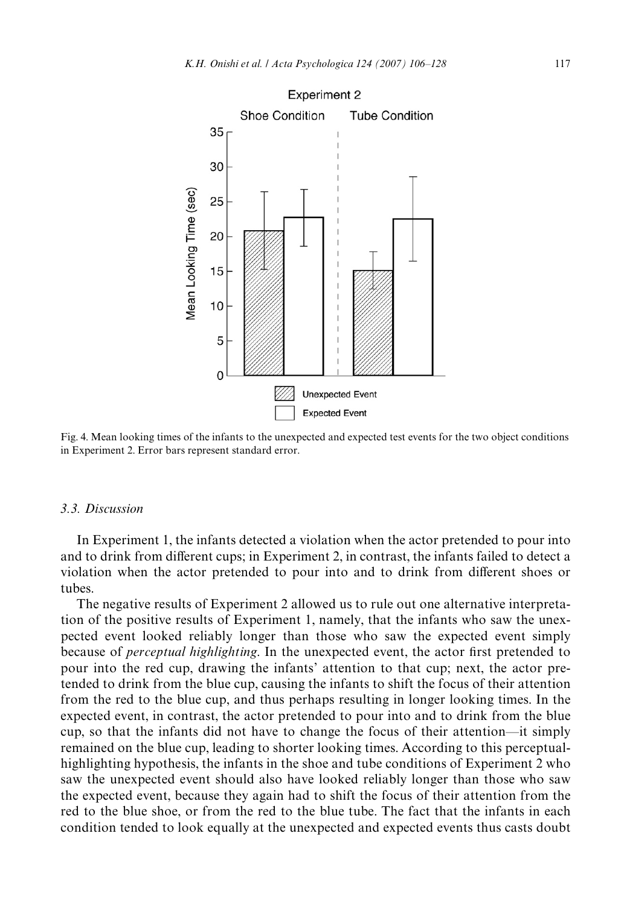Fig. 4. Mean looking times of the infants to the unexpected and expected test events for the two object conditions in Experiment 2. Error bars represent standard error.

### 3.3. Discussion

In Experiment 1, the infants detected a violation when the actor pretended to pour into and to drink from different cups; in Experiment 2, in contrast, the infants failed to detect a violation when the actor pretended to pour into and to drink from different shoes or tubes.

The negative results of Experiment 2 allowed us to rule out one alternative interpretation of the positive results of Experiment 1, namely, that the infants who saw the unexpected event looked reliably longer than those who saw the expected event simply because of *perceptual highlighting*. In the unexpected event, the actor first pretended to pour into the red cup, drawing the infants' attention to that cup; next, the actor pretended to drink from the blue cup, causing the infants to shift the focus of their attention from the red to the blue cup, and thus perhaps resulting in longer looking times. In the expected event, in contrast, the actor pretended to pour into and to drink from the blue cup, so that the infants did not have to change the focus of their attention—it simply remained on the blue cup, leading to shorter looking times. According to this perceptual-highlighting hypothesis, the infants in the shoe and tube conditions of Experiment 2 who saw the unexpected event should also have looked reliably longer than those who saw the expected event, because they again had to shift the focus of their attention from the red to the blue shoe, or from the red to the blue tube. The fact that the infants in each condition tended to look equally at the unexpected and expected events thus casts doubt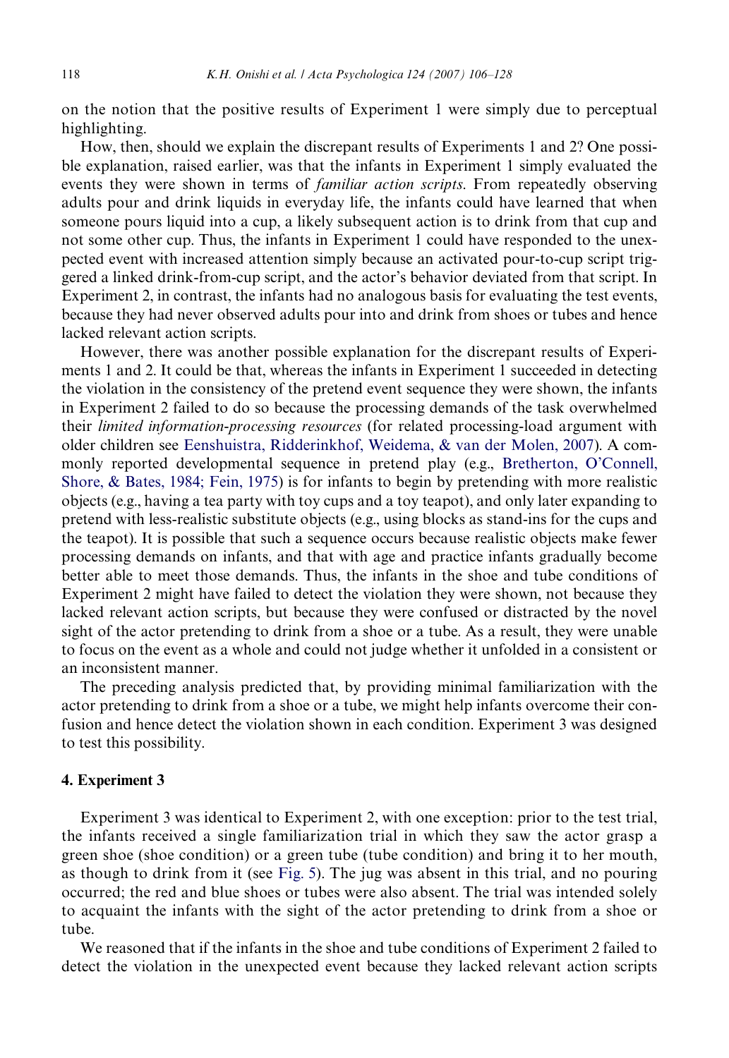on the notion that the positive results of Experiment 1 were simply due to perceptual highlighting.

How, then, should we explain the discrepant results of Experiments 1 and 2? One possible explanation, raised earlier, was that the infants in Experiment 1 simply evaluated the events they were shown in terms of *familiar action scripts*. From repeatedly observing adults pour and drink liquids in everyday life, the infants could have learned that when someone pours liquid into a cup, a likely subsequent action is to drink from that cup and not some other cup. Thus, the infants in Experiment 1 could have responded to the unexpected event with increased attention simply because an activated pour-to-cup script triggered a linked drink-from-cup script, and the actor's behavior deviated from that script. In Experiment 2, in contrast, the infants had no analogous basis for evaluating the test events, because they had never observed adults pour into and drink from shoes or tubes and hence lacked relevant action scripts.

However, there was another possible explanation for the discrepant results of Experiments 1 and 2. It could be that, whereas the infants in Experiment 1 succeeded in detecting the violation in the consistency of the pretend event sequence they were shown, the infants in Experiment 2 failed to do so because the processing demands of the task overwhelmed their *limited information-processing resources* (for related processing-load argument with older children see Eenshuistra, Ridderinkhof, Weidema, & van der Molen, 2007). A commonly reported developmental sequence in pretend play (e.g., Bretherton, O'Connell, Shore, & Bates, 1984; Fein, 1975) is for infants to begin by pretending with more realistic objects (e.g., having a tea party with toy cups and a toy teapot), and only later expanding to pretend with less-realistic substitute objects (e.g., using blocks as stand-ins for the cups and the teapot). It is possible that such a sequence occurs because realistic objects make fewer processing demands on infants, and that with age and practice infants gradually become better able to meet those demands. Thus, the infants in the shoe and tube conditions of Experiment 2 might have failed to detect the violation they were shown, not because they lacked relevant action scripts, but because they were confused or distracted by the novel sight of the actor pretending to drink from a shoe or a tube. As a result, they were unable to focus on the event as a whole and could not judge whether it unfolded in a consistent or an inconsistent manner.

The preceding analysis predicted that, by providing minimal familiarization with the actor pretending to drink from a shoe or a tube, we might help infants overcome their confusion and hence detect the violation shown in each condition. Experiment 3 was designed to test this possibility.

## 4. Experiment 3

Experiment 3 was identical to Experiment 2, with one exception: prior to the test trial, the infants received a single familiarization trial in which they saw the actor grasp a green shoe (shoe condition) or a green tube (tube condition) and bring it to her mouth, as though to drink from it (see Fig. 5). The jug was absent in this trial, and no pouring occurred; the red and blue shoes or tubes were also absent. The trial was intended solely to acquaint the infants with the sight of the actor pretending to drink from a shoe or tube.

We reasoned that if the infants in the shoe and tube conditions of Experiment 2 failed to detect the violation in the unexpected event because they lacked relevant action scripts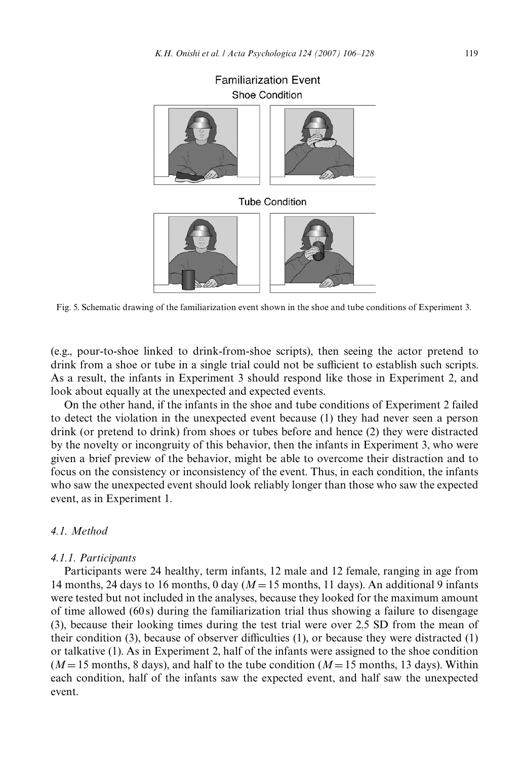Familiarization Event

Shoe Condition

Tube Condition

Fig. 5. Schematic drawing of the familiarization event shown in the shoe and tube conditions of Experiment 3.

(e.g., pour-to-shoe linked to drink-from-shoe scripts), then seeing the actor pretend to drink from a shoe or tube in a single trial could not be sufficient to establish such scripts. As a result, the infants in Experiment 3 should respond like those in Experiment 2, and look about equally at the unexpected and expected events.

On the other hand, if the infants in the shoe and tube conditions of Experiment 2 failed to detect the violation in the unexpected event because (1) they had never seen a person drink (or pretend to drink) from shoes or tubes before and hence (2) they were distracted by the novelty or incongruity of this behavior, then the infants in Experiment 3, who were given a brief preview of the behavior, might be able to overcome their distraction and to focus on the consistency or inconsistency of the event. Thus, in each condition, the infants who saw the unexpected event should look reliably longer than those who saw the expected event, as in Experiment 1.

### 4.1. Method

#### 4.1.1. Participants

Participants were 24 healthy, term infants, 12 male and 12 female, ranging in age from 14 months, 24 days to 16 months, 0 day ($M = 15$ months, 11 days). An additional 9 infants were tested but not included in the analyses, because they looked for the maximum amount of time allowed (60 s) during the familiarization trial thus showing a failure to disengage (3), because their looking times during the test trial were over 2.5 SD from the mean of their condition (3), because of observer difficulties (1), or because they were distracted (1) or talkative (1). As in Experiment 2, half of the infants were assigned to the shoe condition ($M = 15$ months, 8 days), and half to the tube condition ($M = 15$ months, 13 days). Within each condition, half of the infants saw the expected event, and half saw the unexpected event.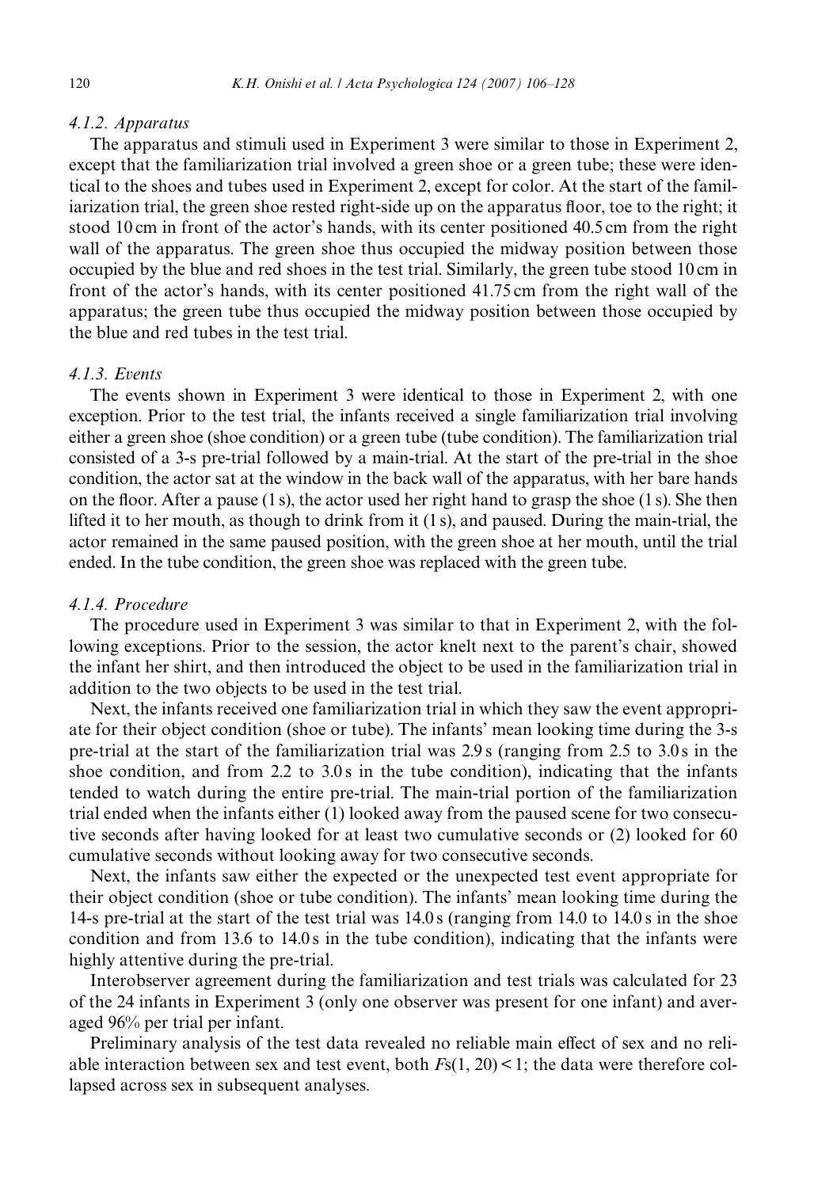#### 4.1.2. Apparatus

The apparatus and stimuli used in Experiment 3 were similar to those in Experiment 2, except that the familiarization trial involved a green shoe or a green tube; these were identical to the shoes and tubes used in Experiment 2, except for color. At the start of the familiarization trial, the green shoe rested right-side up on the apparatus floor, toe to the right; it stood 10 cm in front of the actor's hands, with its center positioned 40.5 cm from the right wall of the apparatus. The green shoe thus occupied the midway position between those occupied by the blue and red shoes in the test trial. Similarly, the green tube stood 10 cm in front of the actor's hands, with its center positioned 41.75 cm from the right wall of the apparatus; the green tube thus occupied the midway position between those occupied by the blue and red tubes in the test trial.

#### 4.1.3. Events

The events shown in Experiment 3 were identical to those in Experiment 2, with one exception. Prior to the test trial, the infants received a single familiarization trial involving either a green shoe (shoe condition) or a green tube (tube condition). The familiarization trial consisted of a 3-s pre-trial followed by a main-trial. At the start of the pre-trial in the shoe condition, the actor sat at the window in the back wall of the apparatus, with her bare hands on the floor. After a pause (1 s), the actor used her right hand to grasp the shoe (1 s). She then lifted it to her mouth, as though to drink from it (1 s), and paused. During the main-trial, the actor remained in the same paused position, with the green shoe at her mouth, until the trial ended. In the tube condition, the green shoe was replaced with the green tube.

#### 4.1.4. Procedure

The procedure used in Experiment 3 was similar to that in Experiment 2, with the following exceptions. Prior to the session, the actor knelt next to the parent's chair, showed the infant her shirt, and then introduced the object to be used in the familiarization trial in addition to the two objects to be used in the test trial.

Next, the infants received one familiarization trial in which they saw the event appropriate for their object condition (shoe or tube). The infants' mean looking time during the 3-s pre-trial at the start of the familiarization trial was 2.9 s (ranging from 2.5 to 3.0 s in the shoe condition, and from 2.2 to 3.0 s in the tube condition), indicating that the infants tended to watch during the entire pre-trial. The main-trial portion of the familiarization trial ended when the infants either (1) looked away from the paused scene for two consecutive seconds after having looked for at least two cumulative seconds or (2) looked for 60 cumulative seconds without looking away for two consecutive seconds.

Next, the infants saw either the expected or the unexpected test event appropriate for their object condition (shoe or tube condition). The infants' mean looking time during the 14-s pre-trial at the start of the test trial was 14.0 s (ranging from 14.0 to 14.0 s in the shoe condition and from 13.6 to 14.0 s in the tube condition), indicating that the infants were highly attentive during the pre-trial.

Interobserver agreement during the familiarization and test trials was calculated for 23 of the 24 infants in Experiment 3 (only one observer was present for one infant) and averaged 96% per trial per infant.

Preliminary analysis of the test data revealed no reliable main effect of sex and no reliable interaction between sex and test event, both $Fs(1, 20) < 1$; the data were therefore collapsed across sex in subsequent analyses.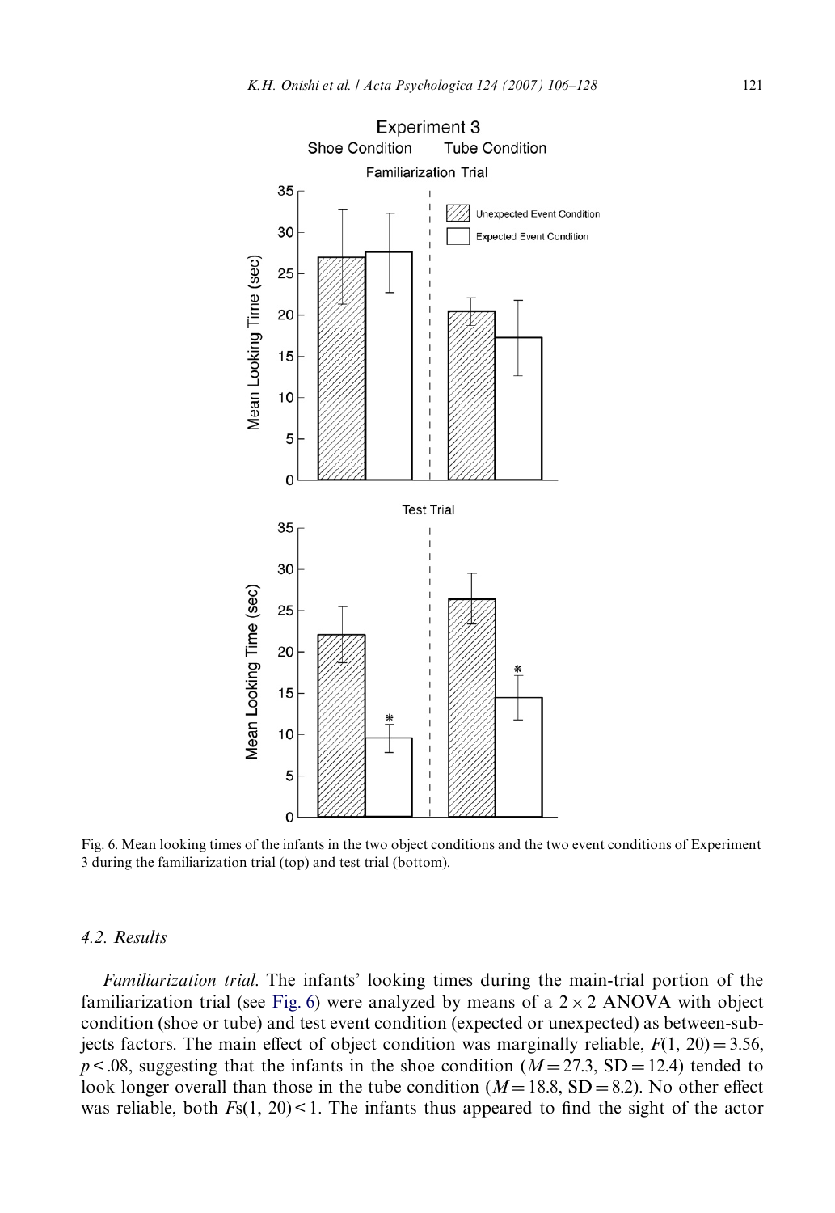Fig. 6. Mean looking times of the infants in the two object conditions and the two event conditions of Experiment 3 during the familiarization trial (top) and test trial (bottom).

### 4.2. Results

*Familiarization trial.* The infants' looking times during the main-trial portion of the familiarization trial (see Fig. 6) were analyzed by means of a $2 \times 2$ ANOVA with object condition (shoe or tube) and test event condition (expected or unexpected) as between-subjects factors. The main effect of object condition was marginally reliable, $F(1, 20) = 3.56$, $p < .08$, suggesting that the infants in the shoe condition ($M = 27.3$, $SD = 12.4$) tended to look longer overall than those in the tube condition ($M = 18.8$, $SD = 8.2$). No other effect was reliable, both $Fs(1, 20) < 1$. The infants thus appeared to find the sight of the actor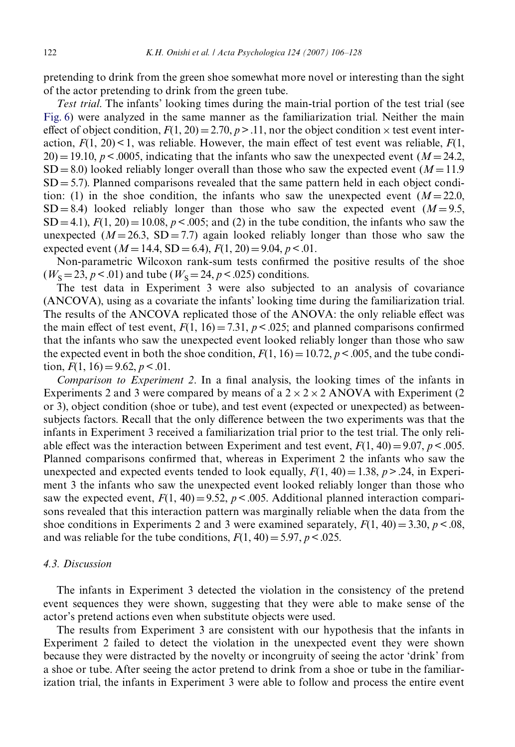pretending to drink from the green shoe somewhat more novel or interesting than the sight of the actor pretending to drink from the green tube.

*Test trial.* The infants' looking times during the main-trial portion of the test trial (see Fig. 6) were analyzed in the same manner as the familiarization trial. Neither the main effect of object condition, $F(1, 20) = 2.70$, $p > .11$, nor the object condition × test event interaction, $F(1, 20) < 1$, was reliable. However, the main effect of test event was reliable, $F(1, 20) = 19.10$, $p < .0005$, indicating that the infants who saw the unexpected event ($M = 24.2$, $SD = 8.0$) looked reliably longer overall than those who saw the expected event ($M = 11.9$ $SD = 5.7$). Planned comparisons revealed that the same pattern held in each object condition: (1) in the shoe condition, the infants who saw the unexpected event ($M = 22.0$, $SD = 8.4$) looked reliably longer than those who saw the expected event ($M = 9.5$, $SD = 4.1$), $F(1, 20) = 10.08$, $p < .005$; and (2) in the tube condition, the infants who saw the unexpected ($M = 26.3$, $SD = 7.7$) again looked reliably longer than those who saw the expected event ($M = 14.4$, $SD = 6.4$), $F(1, 20) = 9.04$, $p < .01$.

Non-parametric Wilcoxon rank-sum tests confirmed the positive results of the shoe ($W_S = 23$, $p < .01$) and tube ($W_S = 24$, $p < .025$) conditions.

The test data in Experiment 3 were also subjected to an analysis of covariance (ANCOVA), using as a covariate the infants' looking time during the familiarization trial. The results of the ANCOVA replicated those of the ANOVA: the only reliable effect was the main effect of test event, $F(1, 16) = 7.31$, $p < .025$; and planned comparisons confirmed that the infants who saw the unexpected event looked reliably longer than those who saw the expected event in both the shoe condition, $F(1, 16) = 10.72$, $p < .005$, and the tube condition, $F(1, 16) = 9.62$, $p < .01$.

*Comparison to Experiment 2.* In a final analysis, the looking times of the infants in Experiments 2 and 3 were compared by means of a 2 × 2 × 2 ANOVA with Experiment (2 or 3), object condition (shoe or tube), and test event (expected or unexpected) as between-subjects factors. Recall that the only difference between the two experiments was that the infants in Experiment 3 received a familiarization trial prior to the test trial. The only reliable effect was the interaction between Experiment and test event, $F(1, 40) = 9.07$, $p < .005$. Planned comparisons confirmed that, whereas in Experiment 2 the infants who saw the unexpected and expected events tended to look equally, $F(1, 40) = 1.38$, $p > .24$, in Experiment 3 the infants who saw the unexpected event looked reliably longer than those who saw the expected event, $F(1, 40) = 9.52$, $p < .005$. Additional planned interaction comparisons revealed that this interaction pattern was marginally reliable when the data from the shoe conditions in Experiments 2 and 3 were examined separately, $F(1, 40) = 3.30$, $p < .08$, and was reliable for the tube conditions, $F(1, 40) = 5.97$, $p < .025$.

### 4.3. Discussion

The infants in Experiment 3 detected the violation in the consistency of the pretend event sequences they were shown, suggesting that they were able to make sense of the actor's pretend actions even when substitute objects were used.

The results from Experiment 3 are consistent with our hypothesis that the infants in Experiment 2 failed to detect the violation in the unexpected event they were shown because they were distracted by the novelty or incongruity of seeing the actor 'drink' from a shoe or tube. After seeing the actor pretend to drink from a shoe or tube in the familiarization trial, the infants in Experiment 3 were able to follow and process the entire event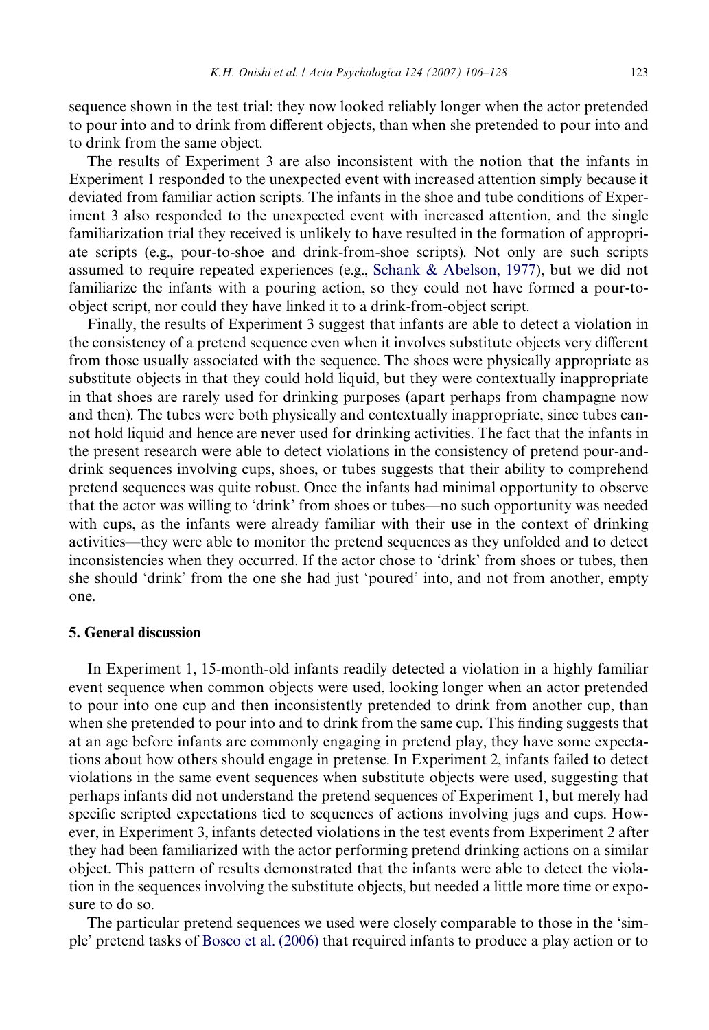sequence shown in the test trial: they now looked reliably longer when the actor pretended to pour into and to drink from different objects, than when she pretended to pour into and to drink from the same object.

The results of Experiment 3 are also inconsistent with the notion that the infants in Experiment 1 responded to the unexpected event with increased attention simply because it deviated from familiar action scripts. The infants in the shoe and tube conditions of Experiment 3 also responded to the unexpected event with increased attention, and the single familiarization trial they received is unlikely to have resulted in the formation of appropriate scripts (e.g., pour-to-shoe and drink-from-shoe scripts). Not only are such scripts assumed to require repeated experiences (e.g., Schank & Abelson, 1977), but we did not familiarize the infants with a pouring action, so they could not have formed a pour-to-object script, nor could they have linked it to a drink-from-object script.

Finally, the results of Experiment 3 suggest that infants are able to detect a violation in the consistency of a pretend sequence even when it involves substitute objects very different from those usually associated with the sequence. The shoes were physically appropriate as substitute objects in that they could hold liquid, but they were contextually inappropriate in that shoes are rarely used for drinking purposes (apart perhaps from champagne now and then). The tubes were both physically and contextually inappropriate, since tubes cannot hold liquid and hence are never used for drinking activities. The fact that the infants in the present research were able to detect violations in the consistency of pretend pour-and-drink sequences involving cups, shoes, or tubes suggests that their ability to comprehend pretend sequences was quite robust. Once the infants had minimal opportunity to observe that the actor was willing to 'drink' from shoes or tubes—no such opportunity was needed with cups, as the infants were already familiar with their use in the context of drinking activities—they were able to monitor the pretend sequences as they unfolded and to detect inconsistencies when they occurred. If the actor chose to 'drink' from shoes or tubes, then she should 'drink' from the one she had just 'poured' into, and not from another, empty one.

## 5. General discussion

In Experiment 1, 15-month-old infants readily detected a violation in a highly familiar event sequence when common objects were used, looking longer when an actor pretended to pour into one cup and then inconsistently pretended to drink from another cup, than when she pretended to pour into and to drink from the same cup. This finding suggests that at an age before infants are commonly engaging in pretend play, they have some expectations about how others should engage in pretense. In Experiment 2, infants failed to detect violations in the same event sequences when substitute objects were used, suggesting that perhaps infants did not understand the pretend sequences of Experiment 1, but merely had specific scripted expectations tied to sequences of actions involving jugs and cups. However, in Experiment 3, infants detected violations in the test events from Experiment 2 after they had been familiarized with the actor performing pretend drinking actions on a similar object. This pattern of results demonstrated that the infants were able to detect the violation in the sequences involving the substitute objects, but needed a little more time or exposure to do so.

The particular pretend sequences we used were closely comparable to those in the 'simple' pretend tasks of Bosco et al. (2006) that required infants to produce a play action or to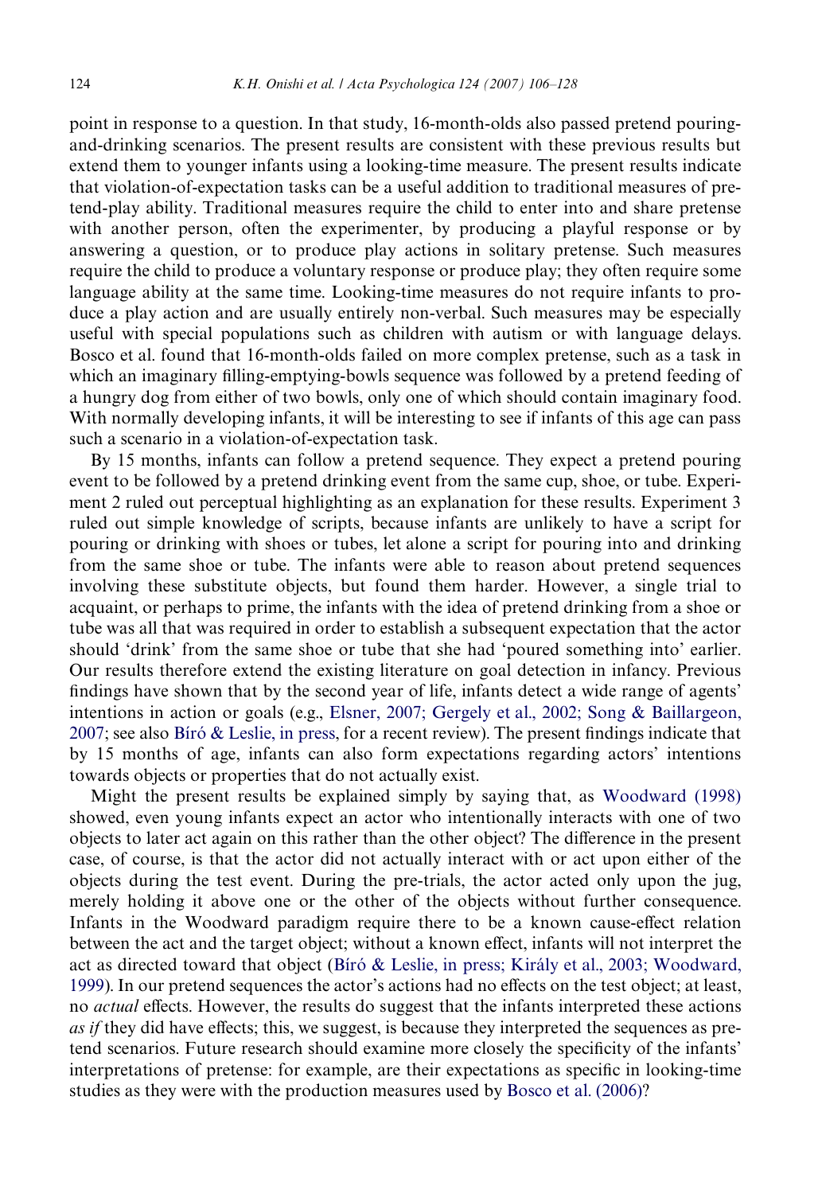point in response to a question. In that study, 16-month-olds also passed pretend pouring-and-drinking scenarios. The present results are consistent with these previous results but extend them to younger infants using a looking-time measure. The present results indicate that violation-of-expectation tasks can be a useful addition to traditional measures of pretend-play ability. Traditional measures require the child to enter into and share pretense with another person, often the experimenter, by producing a playful response or by answering a question, or to produce play actions in solitary pretense. Such measures require the child to produce a voluntary response or produce play; they often require some language ability at the same time. Looking-time measures do not require infants to produce a play action and are usually entirely non-verbal. Such measures may be especially useful with special populations such as children with autism or with language delays. Bosco et al. found that 16-month-olds failed on more complex pretense, such as a task in which an imaginary filling-emptying-bowls sequence was followed by a pretend feeding of a hungry dog from either of two bowls, only one of which should contain imaginary food. With normally developing infants, it will be interesting to see if infants of this age can pass such a scenario in a violation-of-expectation task.

By 15 months, infants can follow a pretend sequence. They expect a pretend pouring event to be followed by a pretend drinking event from the same cup, shoe, or tube. Experiment 2 ruled out perceptual highlighting as an explanation for these results. Experiment 3 ruled out simple knowledge of scripts, because infants are unlikely to have a script for pouring or drinking with shoes or tubes, let alone a script for pouring into and drinking from the same shoe or tube. The infants were able to reason about pretend sequences involving these substitute objects, but found them harder. However, a single trial to acquaint, or perhaps to prime, the infants with the idea of pretend drinking from a shoe or tube was all that was required in order to establish a subsequent expectation that the actor should 'drink' from the same shoe or tube that she had 'poured something into' earlier. Our results therefore extend the existing literature on goal detection in infancy. Previous findings have shown that by the second year of life, infants detect a wide range of agents' intentions in action or goals (e.g., Elsner, 2007; Gergely et al., 2002; Song & Baillargeon, 2007; see also Bíró & Leslie, in press, for a recent review). The present findings indicate that by 15 months of age, infants can also form expectations regarding actors' intentions towards objects or properties that do not actually exist.

Might the present results be explained simply by saying that, as Woodward (1998) showed, even young infants expect an actor who intentionally interacts with one of two objects to later act again on this rather than the other object? The difference in the present case, of course, is that the actor did not actually interact with or act upon either of the objects during the test event. During the pre-trials, the actor acted only upon the jug, merely holding it above one or the other of the objects without further consequence. Infants in the Woodward paradigm require there to be a known cause-effect relation between the act and the target object; without a known effect, infants will not interpret the act as directed toward that object (Bíró & Leslie, in press; Király et al., 2003; Woodward, 1999). In our pretend sequences the actor's actions had no effects on the test object; at least, no *actual* effects. However, the results do suggest that the infants interpreted these actions *as if* they did have effects; this, we suggest, is because they interpreted the sequences as pretend scenarios. Future research should examine more closely the specificity of the infants' interpretations of pretense: for example, are their expectations as specific in looking-time studies as they were with the production measures used by Bosco et al. (2006)?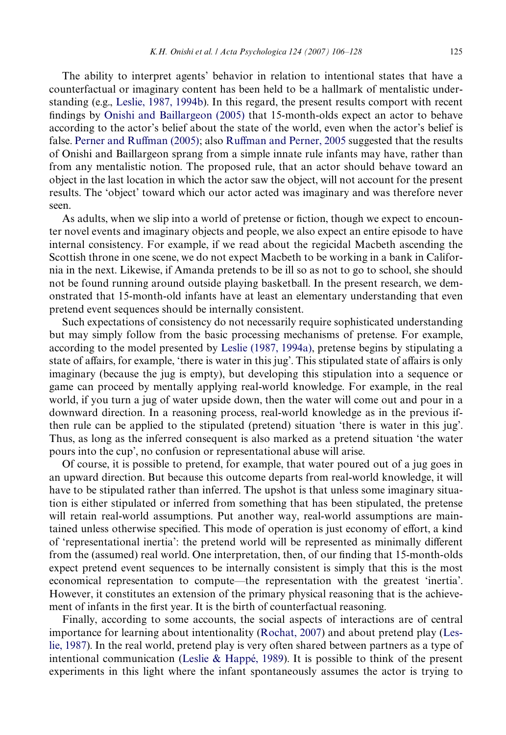The ability to interpret agents' behavior in relation to intentional states that have a counterfactual or imaginary content has been held to be a hallmark of mentalistic understanding (e.g., Leslie, 1987, 1994b). In this regard, the present results comport with recent findings by Onishi and Baillargeon (2005) that 15-month-olds expect an actor to behave according to the actor's belief about the state of the world, even when the actor's belief is false. Perner and Ruffman (2005); also Ruffman and Perner, 2005 suggested that the results of Onishi and Baillargeon sprang from a simple innate rule infants may have, rather than from any mentalistic notion. The proposed rule, that an actor should behave toward an object in the last location in which the actor saw the object, will not account for the present results. The 'object' toward which our actor acted was imaginary and was therefore never seen.

As adults, when we slip into a world of pretense or fiction, though we expect to encounter novel events and imaginary objects and people, we also expect an entire episode to have internal consistency. For example, if we read about the regicidal Macbeth ascending the Scottish throne in one scene, we do not expect Macbeth to be working in a bank in California in the next. Likewise, if Amanda pretends to be ill so as not to go to school, she should not be found running around outside playing basketball. In the present research, we demonstrated that 15-month-old infants have at least an elementary understanding that even pretend event sequences should be internally consistent.

Such expectations of consistency do not necessarily require sophisticated understanding but may simply follow from the basic processing mechanisms of pretense. For example, according to the model presented by Leslie (1987, 1994a), pretense begins by stipulating a state of affairs, for example, 'there is water in this jug'. This stipulated state of affairs is only imaginary (because the jug is empty), but developing this stipulation into a sequence or game can proceed by mentally applying real-world knowledge. For example, in the real world, if you turn a jug of water upside down, then the water will come out and pour in a downward direction. In a reasoning process, real-world knowledge as in the previous if-then rule can be applied to the stipulated (pretend) situation 'there is water in this jug'. Thus, as long as the inferred consequent is also marked as a pretend situation 'the water pours into the cup', no confusion or representational abuse will arise.

Of course, it is possible to pretend, for example, that water poured out of a jug goes in an upward direction. But because this outcome departs from real-world knowledge, it will have to be stipulated rather than inferred. The upshot is that unless some imaginary situation is either stipulated or inferred from something that has been stipulated, the pretense will retain real-world assumptions. Put another way, real-world assumptions are maintained unless otherwise specified. This mode of operation is just economy of effort, a kind of 'representational inertia': the pretend world will be represented as minimally different from the (assumed) real world. One interpretation, then, of our finding that 15-month-olds expect pretend event sequences to be internally consistent is simply that this is the most economical representation to compute—the representation with the greatest 'inertia'. However, it constitutes an extension of the primary physical reasoning that is the achievement of infants in the first year. It is the birth of counterfactual reasoning.

Finally, according to some accounts, the social aspects of interactions are of central importance for learning about intentionality (Rochat, 2007) and about pretend play (Leslie, 1987). In the real world, pretend play is very often shared between partners as a type of intentional communication (Leslie & Happé, 1989). It is possible to think of the present experiments in this light where the infant spontaneously assumes the actor is trying to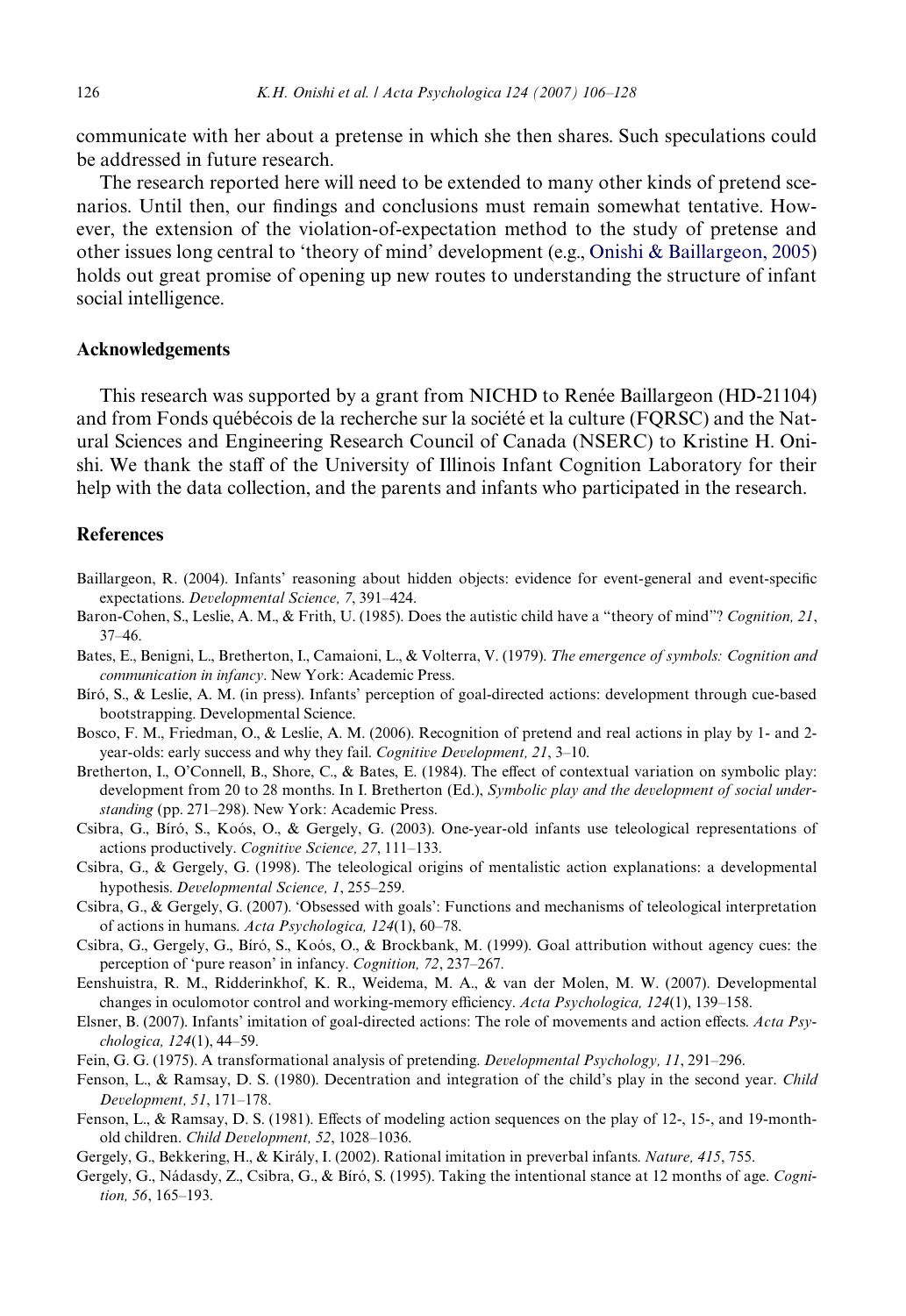communicate with her about a pretense in which she then shares. Such speculations could be addressed in future research.

The research reported here will need to be extended to many other kinds of pretend scenarios. Until then, our findings and conclusions must remain somewhat tentative. However, the extension of the violation-of-expectation method to the study of pretense and other issues long central to 'theory of mind' development (e.g., Onishi & Baillargeon, 2005) holds out great promise of opening up new routes to understanding the structure of infant social intelligence.

## Acknowledgements

This research was supported by a grant from NICHD to Renée Baillargeon (HD-21104) and from Fonds québécois de la recherche sur la société et la culture (FQRSC) and the Natural Sciences and Engineering Research Council of Canada (NSERC) to Kristine H. Onishi. We thank the staff of the University of Illinois Infant Cognition Laboratory for their help with the data collection, and the parents and infants who participated in the research.

## References

Baillargeon, R. (2004). Infants' reasoning about hidden objects: evidence for event-general and event-specific expectations. *Developmental Science, 7*, 391–424.

Baron-Cohen, S., Leslie, A. M., & Frith, U. (1985). Does the autistic child have a "theory of mind"? *Cognition, 21*, 37–46.

Bates, E., Benigni, L., Bretherton, I., Camaioni, L., & Volterra, V. (1979). *The emergence of symbols: Cognition and communication in infancy*. New York: Academic Press.

Bíró, S., & Leslie, A. M. (in press). Infants' perception of goal-directed actions: development through cue-based bootstrapping. Developmental Science.

Bosco, F. M., Friedman, O., & Leslie, A. M. (2006). Recognition of pretend and real actions in play by 1- and 2-year-olds: early success and why they fail. *Cognitive Development, 21*, 3–10.

Bretherton, I., O'Connell, B., Shore, C., & Bates, E. (1984). The effect of contextual variation on symbolic play: development from 20 to 28 months. In I. Bretherton (Ed.), *Symbolic play and the development of social understanding* (pp. 271–298). New York: Academic Press.

Csibra, G., Bíró, S., Koós, O., & Gergely, G. (2003). One-year-old infants use teleological representations of actions productively. *Cognitive Science, 27*, 111–133.

Csibra, G., & Gergely, G. (1998). The teleological origins of mentalistic action explanations: a developmental hypothesis. *Developmental Science, 1*, 255–259.

Csibra, G., & Gergely, G. (2007). 'Obsessed with goals': Functions and mechanisms of teleological interpretation of actions in humans. *Acta Psychologica, 124*(1), 60–78.

Csibra, G., Gergely, G., Bíró, S., Koós, O., & Brockbank, M. (1999). Goal attribution without agency cues: the perception of 'pure reason' in infancy. *Cognition, 72*, 237–267.

Eenshuistra, R. M., Ridderinkhof, K. R., Weidema, M. A., & van der Molen, M. W. (2007). Developmental changes in oculomotor control and working-memory efficiency. *Acta Psychologica, 124*(1), 139–158.

Elsner, B. (2007). Infants' imitation of goal-directed actions: The role of movements and action effects. *Acta Psychologica, 124*(1), 44–59.

Fein, G. G. (1975). A transformational analysis of pretending. *Developmental Psychology, 11*, 291–296.

Fenson, L., & Ramsay, D. S. (1980). Decentration and integration of the child's play in the second year. *Child Development, 51*, 171–178.

Fenson, L., & Ramsay, D. S. (1981). Effects of modeling action sequences on the play of 12-, 15-, and 19-month-old children. *Child Development, 52*, 1028–1036.

Gergely, G., Bekkering, H., & Király, I. (2002). Rational imitation in preverbal infants. *Nature, 415*, 755.

Gergely, G., Nádasdy, Z., Csibra, G., & Bíró, S. (1995). Taking the intentional stance at 12 months of age. *Cognition, 56*, 165–193.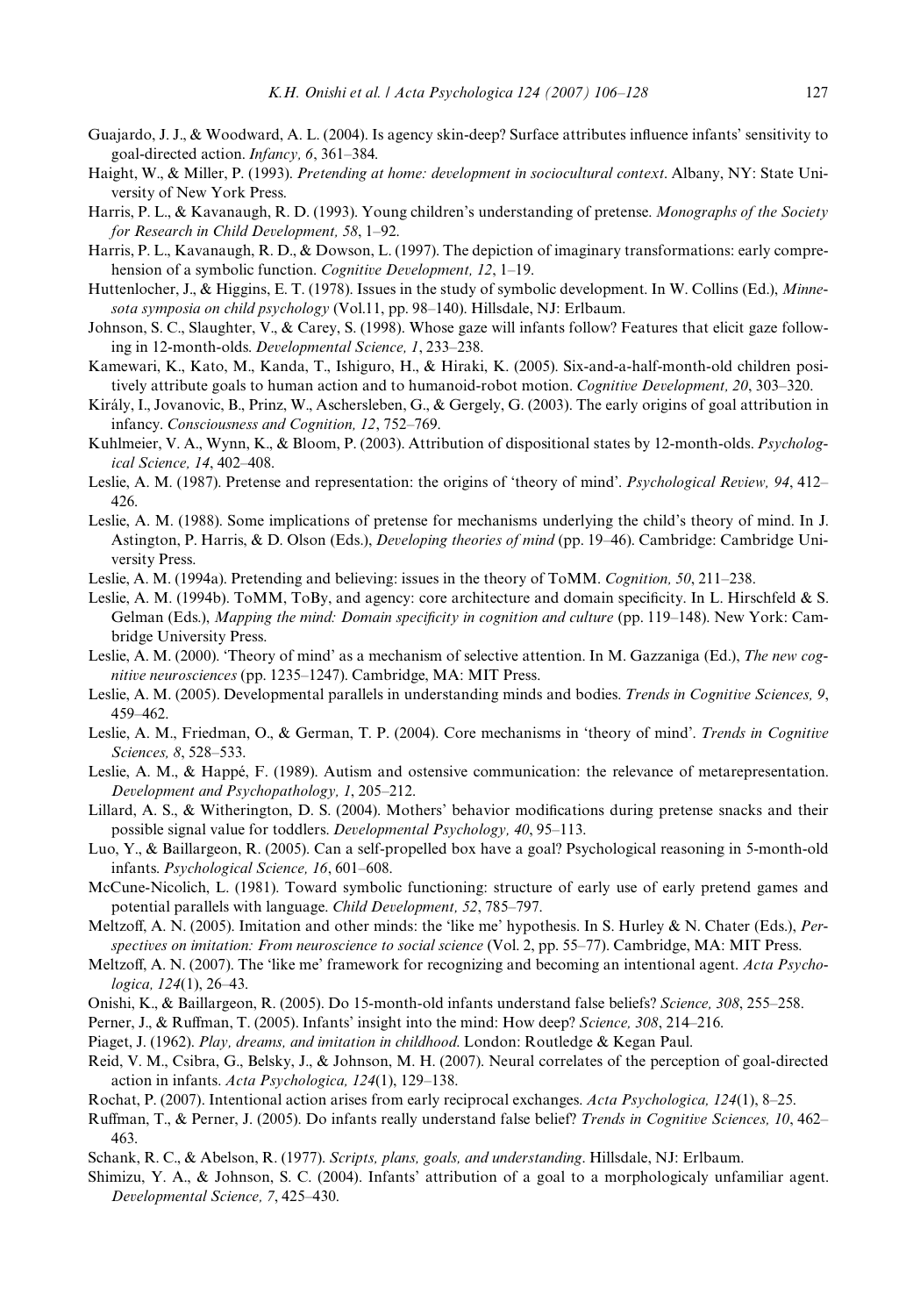Guajardo, J. J., & Woodward, A. L. (2004). Is agency skin-deep? Surface attributes influence infants' sensitivity to goal-directed action. *Infancy, 6*, 361–384.

Haight, W., & Miller, P. (1993). *Pretending at home: development in sociocultural context*. Albany, NY: State University of New York Press.

Harris, P. L., & Kavanaugh, R. D. (1993). Young children's understanding of pretense. *Monographs of the Society for Research in Child Development, 58*, 1–92.

Harris, P. L., Kavanaugh, R. D., & Dowson, L. (1997). The depiction of imaginary transformations: early comprehension of a symbolic function. *Cognitive Development, 12*, 1–19.

Huttenlocher, J., & Higgins, E. T. (1978). Issues in the study of symbolic development. In W. Collins (Ed.), *Minnesota symposia on child psychology* (Vol.11, pp. 98–140). Hillsdale, NJ: Erlbaum.

Johnson, S. C., Slaughter, V., & Carey, S. (1998). Whose gaze will infants follow? Features that elicit gaze following in 12-month-olds. *Developmental Science, 1*, 233–238.

Kamewari, K., Kato, M., Kanda, T., Ishiguro, H., & Hiraki, K. (2005). Six-and-a-half-month-old children positively attribute goals to human action and to humanoid-robot motion. *Cognitive Development, 20*, 303–320.

Király, I., Jovanovic, B., Prinz, W., Aschersleben, G., & Gergely, G. (2003). The early origins of goal attribution in infancy. *Consciousness and Cognition, 12*, 752–769.

Kuhlmeier, V. A., Wynn, K., & Bloom, P. (2003). Attribution of dispositional states by 12-month-olds. *Psychological Science, 14*, 402–408.

Leslie, A. M. (1987). Pretense and representation: the origins of 'theory of mind'. *Psychological Review, 94*, 412–426.

Leslie, A. M. (1988). Some implications of pretense for mechanisms underlying the child's theory of mind. In J. Astington, P. Harris, & D. Olson (Eds.), *Developing theories of mind* (pp. 19–46). Cambridge: Cambridge University Press.

Leslie, A. M. (1994a). Pretending and believing: issues in the theory of ToMM. *Cognition, 50*, 211–238.

Leslie, A. M. (1994b). ToMM, ToBy, and agency: core architecture and domain specificity. In L. Hirschfeld & S. Gelman (Eds.), *Mapping the mind: Domain specificity in cognition and culture* (pp. 119–148). New York: Cambridge University Press.

Leslie, A. M. (2000). 'Theory of mind' as a mechanism of selective attention. In M. Gazzaniga (Ed.), *The new cognitive neurosciences* (pp. 1235–1247). Cambridge, MA: MIT Press.

Leslie, A. M. (2005). Developmental parallels in understanding minds and bodies. *Trends in Cognitive Sciences, 9*, 459–462.

Leslie, A. M., Friedman, O., & German, T. P. (2004). Core mechanisms in 'theory of mind'. *Trends in Cognitive Sciences, 8*, 528–533.

Leslie, A. M., & Happé, F. (1989). Autism and ostensive communication: the relevance of metarepresentation. *Development and Psychopathology, 1*, 205–212.

Lillard, A. S., & Witherington, D. S. (2004). Mothers' behavior modifications during pretense snacks and their possible signal value for toddlers. *Developmental Psychology, 40*, 95–113.

Luo, Y., & Baillargeon, R. (2005). Can a self-propelled box have a goal? Psychological reasoning in 5-month-old infants. *Psychological Science, 16*, 601–608.

McCune-Nicolich, L. (1981). Toward symbolic functioning: structure of early use of early pretend games and potential parallels with language. *Child Development, 52*, 785–797.

Meltzoff, A. N. (2005). Imitation and other minds: the 'like me' hypothesis. In S. Hurley & N. Chater (Eds.), *Perspectives on imitation: From neuroscience to social science* (Vol. 2, pp. 55–77). Cambridge, MA: MIT Press.

Meltzoff, A. N. (2007). The 'like me' framework for recognizing and becoming an intentional agent. *Acta Psychologica, 124*(1), 26–43.

Onishi, K., & Baillargeon, R. (2005). Do 15-month-old infants understand false beliefs? *Science, 308*, 255–258.

Perner, J., & Ruffman, T. (2005). Infants' insight into the mind: How deep? *Science, 308*, 214–216.

Piaget, J. (1962). *Play, dreams, and imitation in childhood*. London: Routledge & Kegan Paul.

Reid, V. M., Csibra, G., Belsky, J., & Johnson, M. H. (2007). Neural correlates of the perception of goal-directed action in infants. *Acta Psychologica, 124*(1), 129–138.

Rochat, P. (2007). Intentional action arises from early reciprocal exchanges. *Acta Psychologica, 124*(1), 8–25.

Ruffman, T., & Perner, J. (2005). Do infants really understand false belief? *Trends in Cognitive Sciences, 10*, 462–463.

Schank, R. C., & Abelson, R. (1977). *Scripts, plans, goals, and understanding*. Hillsdale, NJ: Erlbaum.

Shimizu, Y. A., & Johnson, S. C. (2004). Infants' attribution of a goal to a morphologicaly unfamiliar agent. *Developmental Science, 7*, 425–430.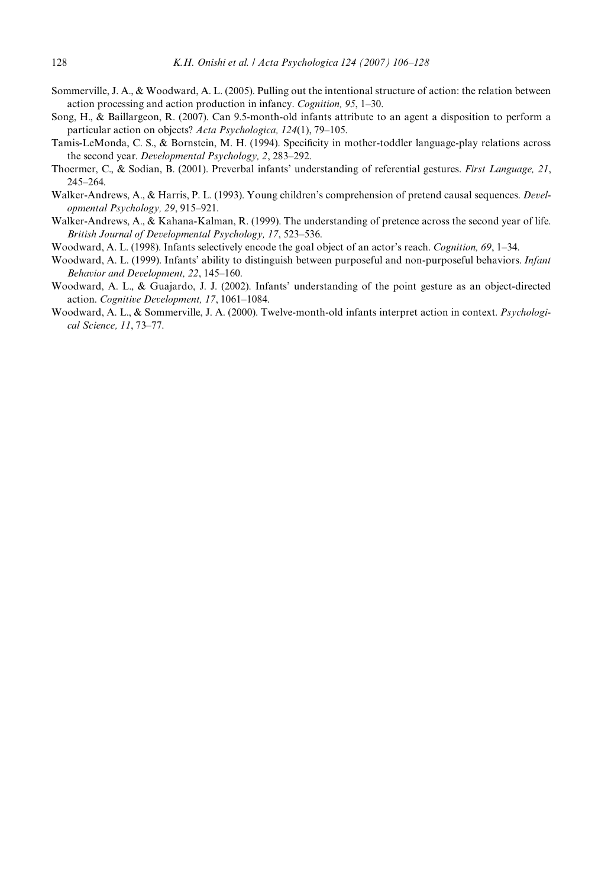Sommerville, J. A., & Woodward, A. L. (2005). Pulling out the intentional structure of action: the relation between action processing and action production in infancy. *Cognition, 95*, 1–30.

Song, H., & Baillargeon, R. (2007). Can 9.5-month-old infants attribute to an agent a disposition to perform a particular action on objects? *Acta Psychologica, 124*(1), 79–105.

Tamis-LeMonda, C. S., & Bornstein, M. H. (1994). Specificity in mother-toddler language-play relations across the second year. *Developmental Psychology, 2*, 283–292.

Thoermer, C., & Sodian, B. (2001). Preverbal infants' understanding of referential gestures. *First Language, 21*, 245–264.

Walker-Andrews, A., & Harris, P. L. (1993). Young children's comprehension of pretend causal sequences. *Developmental Psychology, 29*, 915–921.

Walker-Andrews, A., & Kahana-Kalman, R. (1999). The understanding of pretence across the second year of life. *British Journal of Developmental Psychology, 17*, 523–536.

Woodward, A. L. (1998). Infants selectively encode the goal object of an actor's reach. *Cognition, 69*, 1–34.

Woodward, A. L. (1999). Infants' ability to distinguish between purposeful and non-purposeful behaviors. *Infant Behavior and Development, 22*, 145–160.

Woodward, A. L., & Guajardo, J. J. (2002). Infants' understanding of the point gesture as an object-directed action. *Cognitive Development, 17*, 1061–1084.

Woodward, A. L., & Sommerville, J. A. (2000). Twelve-month-old infants interpret action in context. *Psychological Science, 11*, 73–77.